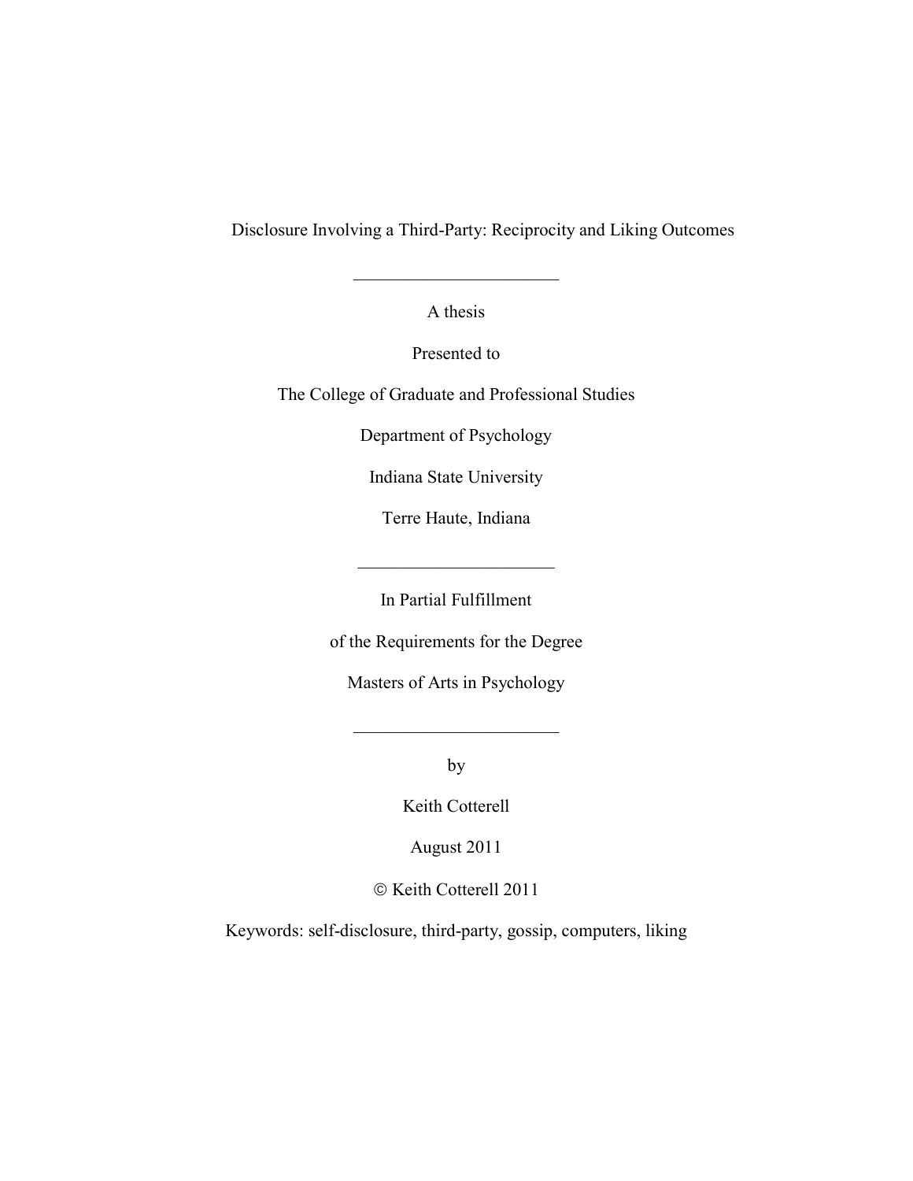# Disclosure Involving a Third-Party: Reciprocity and Liking Outcomes

---

A thesis

Presented to

The College of Graduate and Professional Studies

Department of Psychology

Indiana State University

Terre Haute, Indiana

---

In Partial Fulfillment

of the Requirements for the Degree

Masters of Arts in Psychology

---

by

Keith Cotterell

August 2011

© Keith Cotterell 2011

Keywords: self-disclosure, third-party, gossip, computers, liking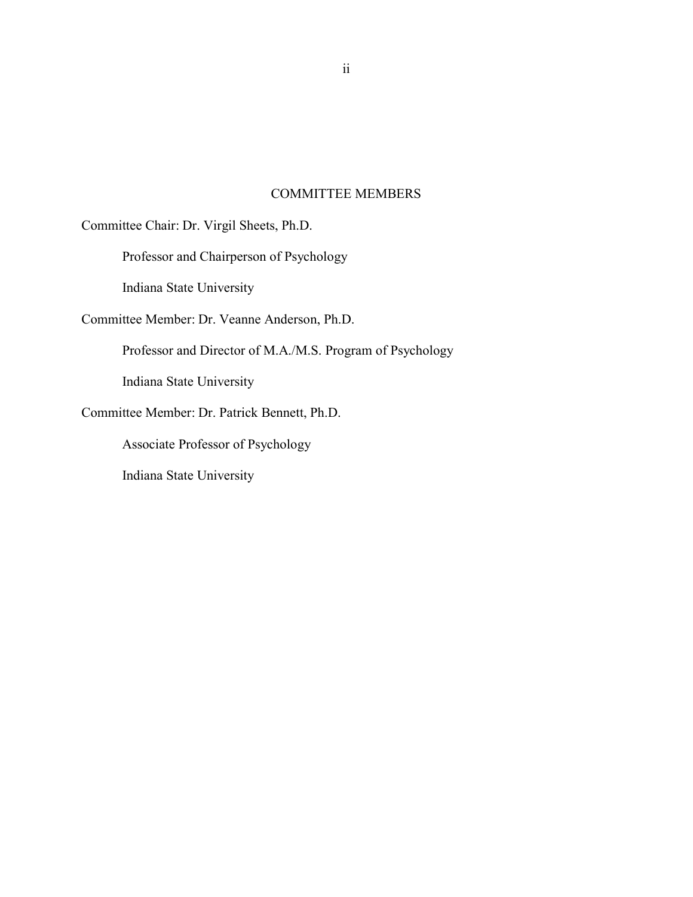## COMMITTEE MEMBERS

Committee Chair: Dr. Virgil Sheets, Ph.D.

Professor and Chairperson of Psychology

Indiana State University

Committee Member: Dr. Veanne Anderson, Ph.D.

Professor and Director of M.A./M.S. Program of Psychology

Indiana State University

Committee Member: Dr. Patrick Bennett, Ph.D.

Associate Professor of Psychology

Indiana State University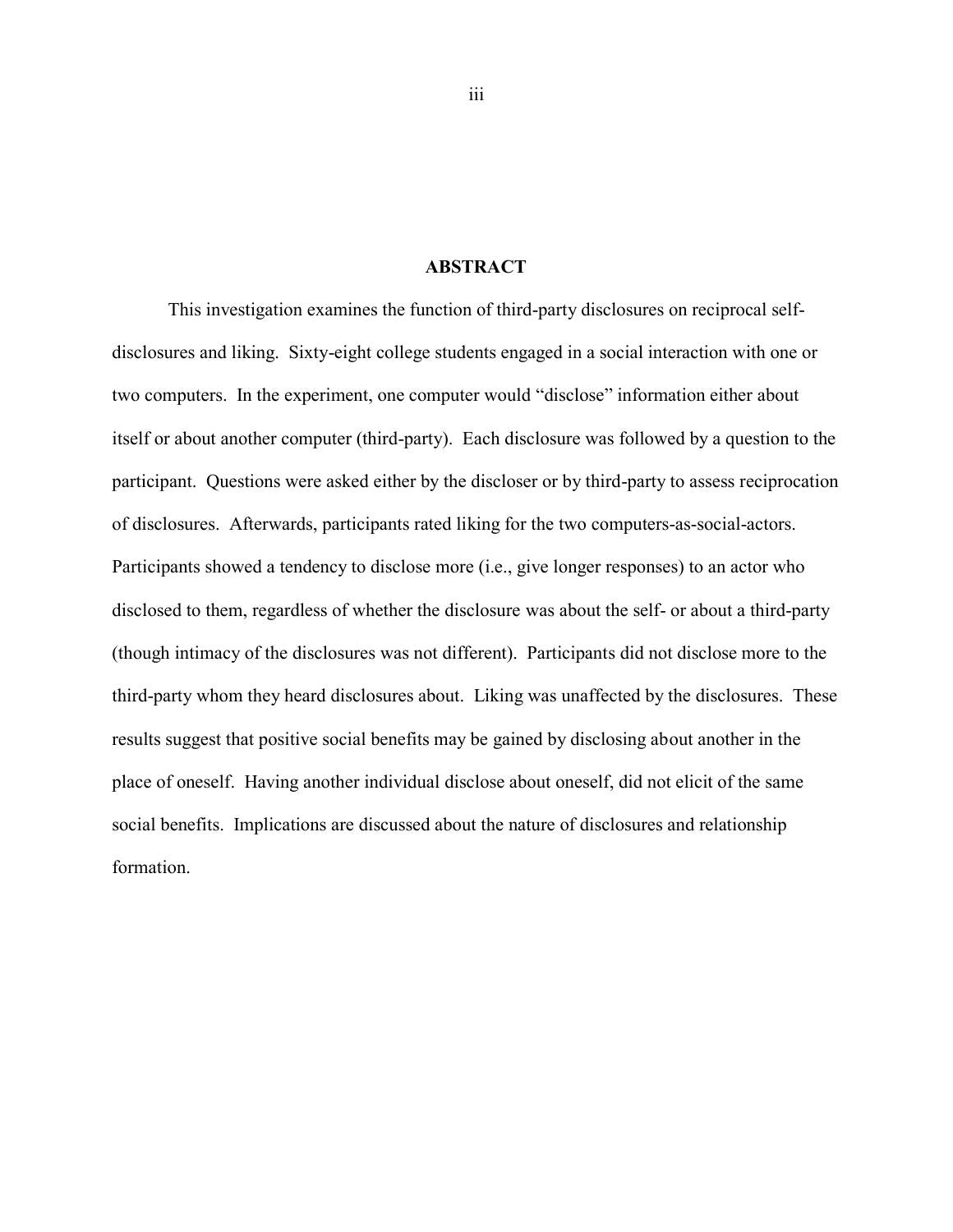# ABSTRACT

This investigation examines the function of third-party disclosures on reciprocal self-disclosures and liking. Sixty-eight college students engaged in a social interaction with one or two computers. In the experiment, one computer would "disclose" information either about itself or about another computer (third-party). Each disclosure was followed by a question to the participant. Questions were asked either by the discloser or by third-party to assess reciprocation of disclosures. Afterwards, participants rated liking for the two computers-as-social-actors. Participants showed a tendency to disclose more (i.e., give longer responses) to an actor who disclosed to them, regardless of whether the disclosure was about the self- or about a third-party (though intimacy of the disclosures was not different). Participants did not disclose more to the third-party whom they heard disclosures about. Liking was unaffected by the disclosures. These results suggest that positive social benefits may be gained by disclosing about another in the place of oneself. Having another individual disclose about oneself, did not elicit of the same social benefits. Implications are discussed about the nature of disclosures and relationship formation.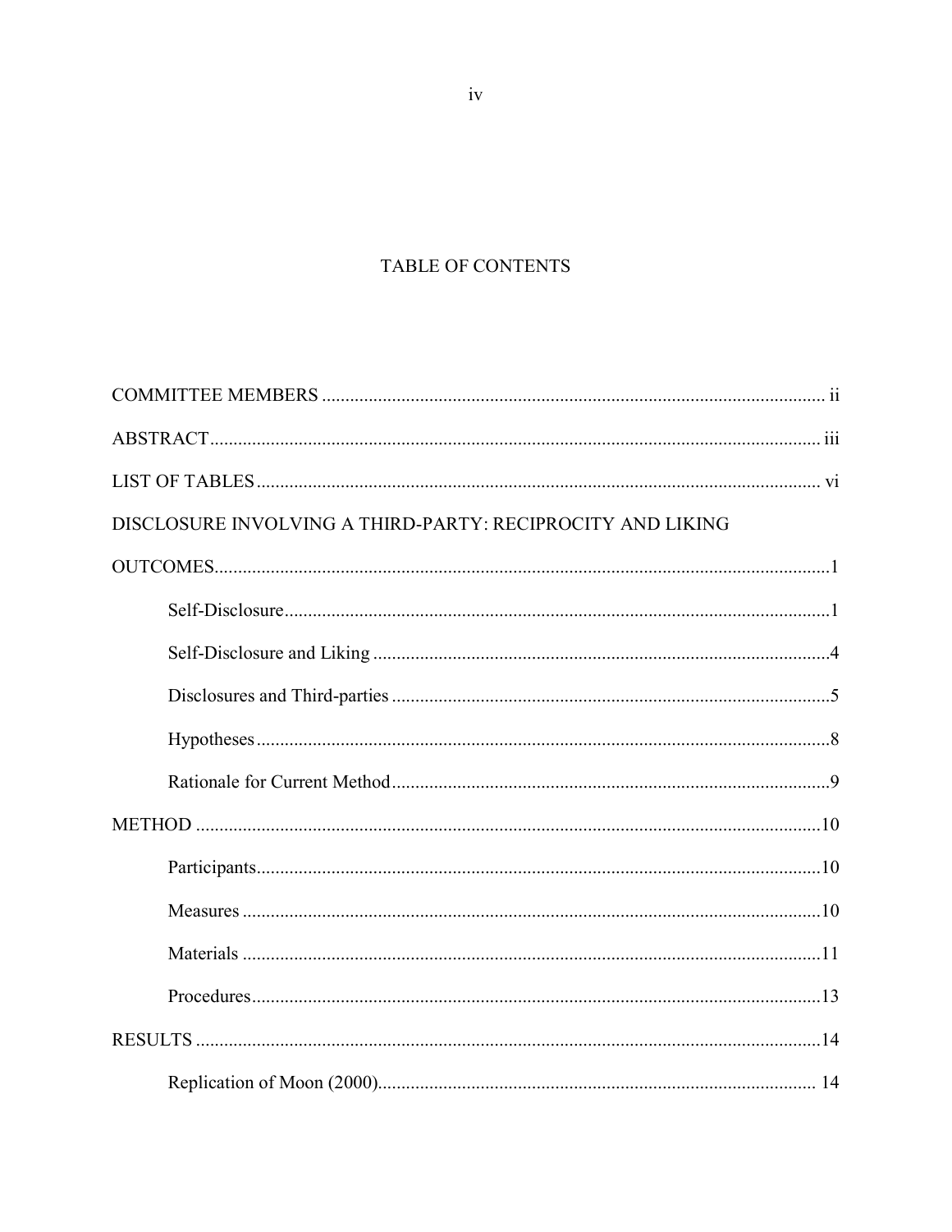# TABLE OF CONTENTS

COMMITTEE MEMBERS ............................................................................................................ ii

ABSTRACT.................................................................................................................................. iii

LIST OF TABLES ......................................................................................................................... vi

DISCLOSURE INVOLVING A THIRD-PARTY: RECIPROCITY AND LIKING OUTCOMES....................................................................................................................................1

- Self-Disclosure.....................................................................................................................1
- Self-Disclosure and Liking .................................................................................................4
- Disclosures and Third-parties ..............................................................................................5
- Hypotheses...........................................................................................................................8
- Rationale for Current Method..............................................................................................9

METHOD ......................................................................................................................................10

- Participants.........................................................................................................................10
- Measures ............................................................................................................................10
- Materials ............................................................................................................................11
- Procedures..........................................................................................................................13

RESULTS ......................................................................................................................................14

- Replication of Moon (2000)............................................................................................. 14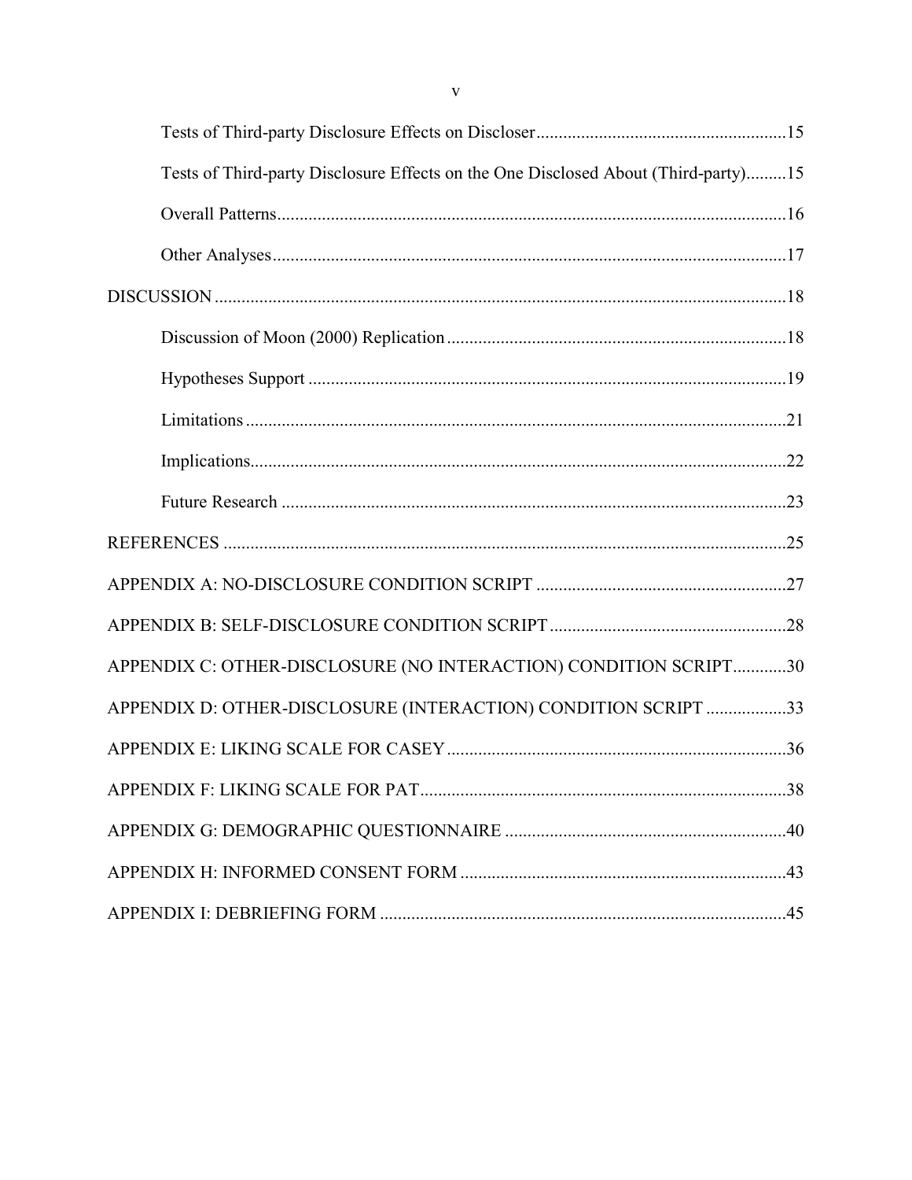Tests of Third-party Disclosure Effects on Discloser .......... 15

Tests of Third-party Disclosure Effects on the One Disclosed About (Third-party) .......... 15

Overall Patterns .......... 16

Other Analyses .......... 17

DISCUSSION .......... 18

Discussion of Moon (2000) Replication .......... 18

Hypotheses Support .......... 19

Limitations .......... 21

Implications .......... 22

Future Research .......... 23

REFERENCES .......... 25

APPENDIX A: NO-DISCLOSURE CONDITION SCRIPT .......... 27

APPENDIX B: SELF-DISCLOSURE CONDITION SCRIPT .......... 28

APPENDIX C: OTHER-DISCLOSURE (NO INTERACTION) CONDITION SCRIPT .......... 30

APPENDIX D: OTHER-DISCLOSURE (INTERACTION) CONDITION SCRIPT .......... 33

APPENDIX E: LIKING SCALE FOR CASEY .......... 36

APPENDIX F: LIKING SCALE FOR PAT .......... 38

APPENDIX G: DEMOGRAPHIC QUESTIONNAIRE .......... 40

APPENDIX H: INFORMED CONSENT FORM .......... 43

APPENDIX I: DEBRIEFING FORM .......... 45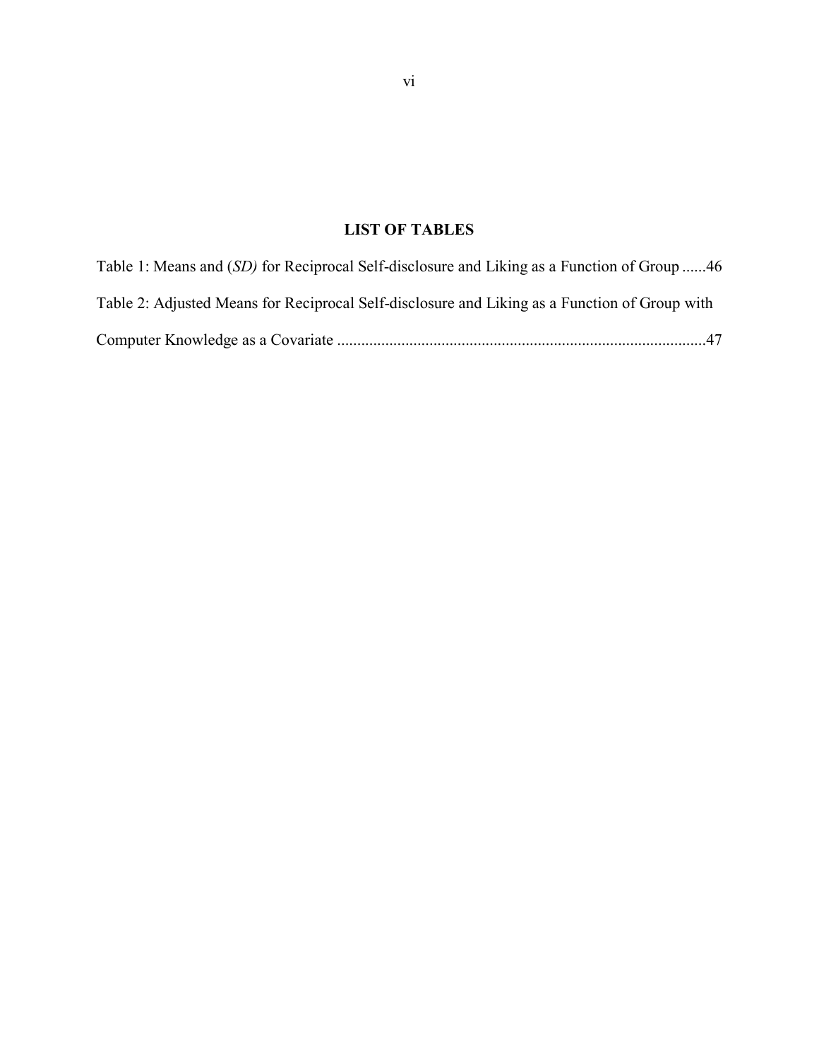## LIST OF TABLES

Table 1: Means and (*SD)* for Reciprocal Self-disclosure and Liking as a Function of Group ......46

Table 2: Adjusted Means for Reciprocal Self-disclosure and Liking as a Function of Group with Computer Knowledge as a Covariate ..........................................................................................47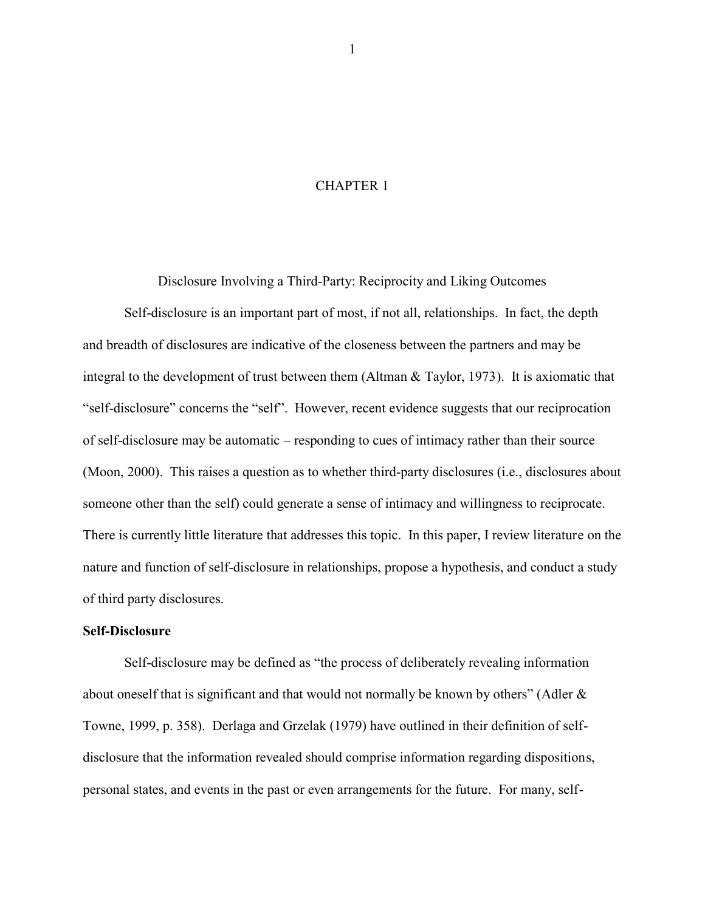# CHAPTER 1

## Disclosure Involving a Third-Party: Reciprocity and Liking Outcomes

Self-disclosure is an important part of most, if not all, relationships. In fact, the depth and breadth of disclosures are indicative of the closeness between the partners and may be integral to the development of trust between them (Altman & Taylor, 1973). It is axiomatic that "self-disclosure" concerns the "self". However, recent evidence suggests that our reciprocation of self-disclosure may be automatic – responding to cues of intimacy rather than their source (Moon, 2000). This raises a question as to whether third-party disclosures (i.e., disclosures about someone other than the self) could generate a sense of intimacy and willingness to reciprocate. There is currently little literature that addresses this topic. In this paper, I review literature on the nature and function of self-disclosure in relationships, propose a hypothesis, and conduct a study of third party disclosures.

### Self-Disclosure

Self-disclosure may be defined as "the process of deliberately revealing information about oneself that is significant and that would not normally be known by others" (Adler & Towne, 1999, p. 358). Derlaga and Grzelak (1979) have outlined in their definition of self-disclosure that the information revealed should comprise information regarding dispositions, personal states, and events in the past or even arrangements for the future. For many, self-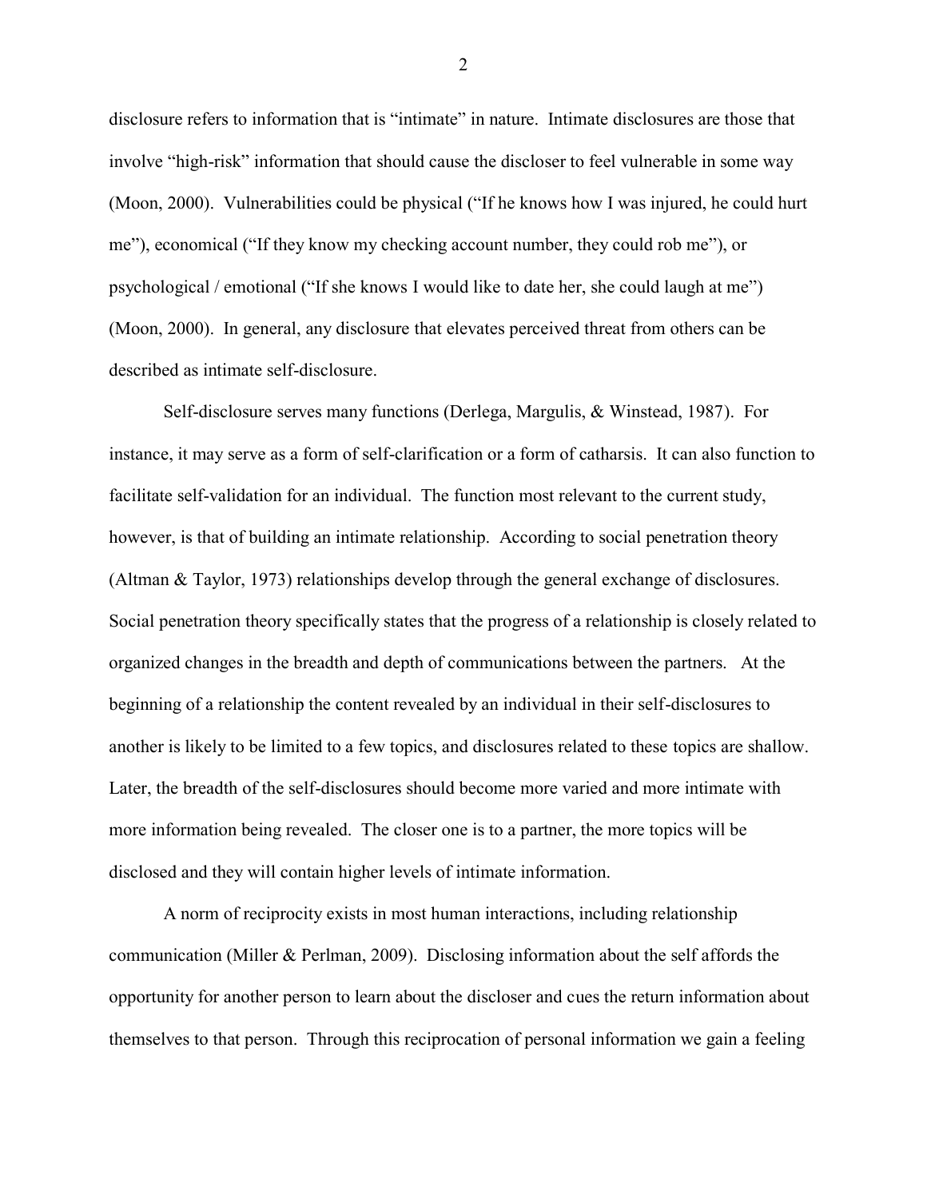disclosure refers to information that is "intimate" in nature. Intimate disclosures are those that involve "high-risk" information that should cause the discloser to feel vulnerable in some way (Moon, 2000). Vulnerabilities could be physical ("If he knows how I was injured, he could hurt me"), economical ("If they know my checking account number, they could rob me"), or psychological / emotional ("If she knows I would like to date her, she could laugh at me") (Moon, 2000). In general, any disclosure that elevates perceived threat from others can be described as intimate self-disclosure.

Self-disclosure serves many functions (Derlega, Margulis, & Winstead, 1987). For instance, it may serve as a form of self-clarification or a form of catharsis. It can also function to facilitate self-validation for an individual. The function most relevant to the current study, however, is that of building an intimate relationship. According to social penetration theory (Altman & Taylor, 1973) relationships develop through the general exchange of disclosures. Social penetration theory specifically states that the progress of a relationship is closely related to organized changes in the breadth and depth of communications between the partners. At the beginning of a relationship the content revealed by an individual in their self-disclosures to another is likely to be limited to a few topics, and disclosures related to these topics are shallow. Later, the breadth of the self-disclosures should become more varied and more intimate with more information being revealed. The closer one is to a partner, the more topics will be disclosed and they will contain higher levels of intimate information.

A norm of reciprocity exists in most human interactions, including relationship communication (Miller & Perlman, 2009). Disclosing information about the self affords the opportunity for another person to learn about the discloser and cues the return information about themselves to that person. Through this reciprocation of personal information we gain a feeling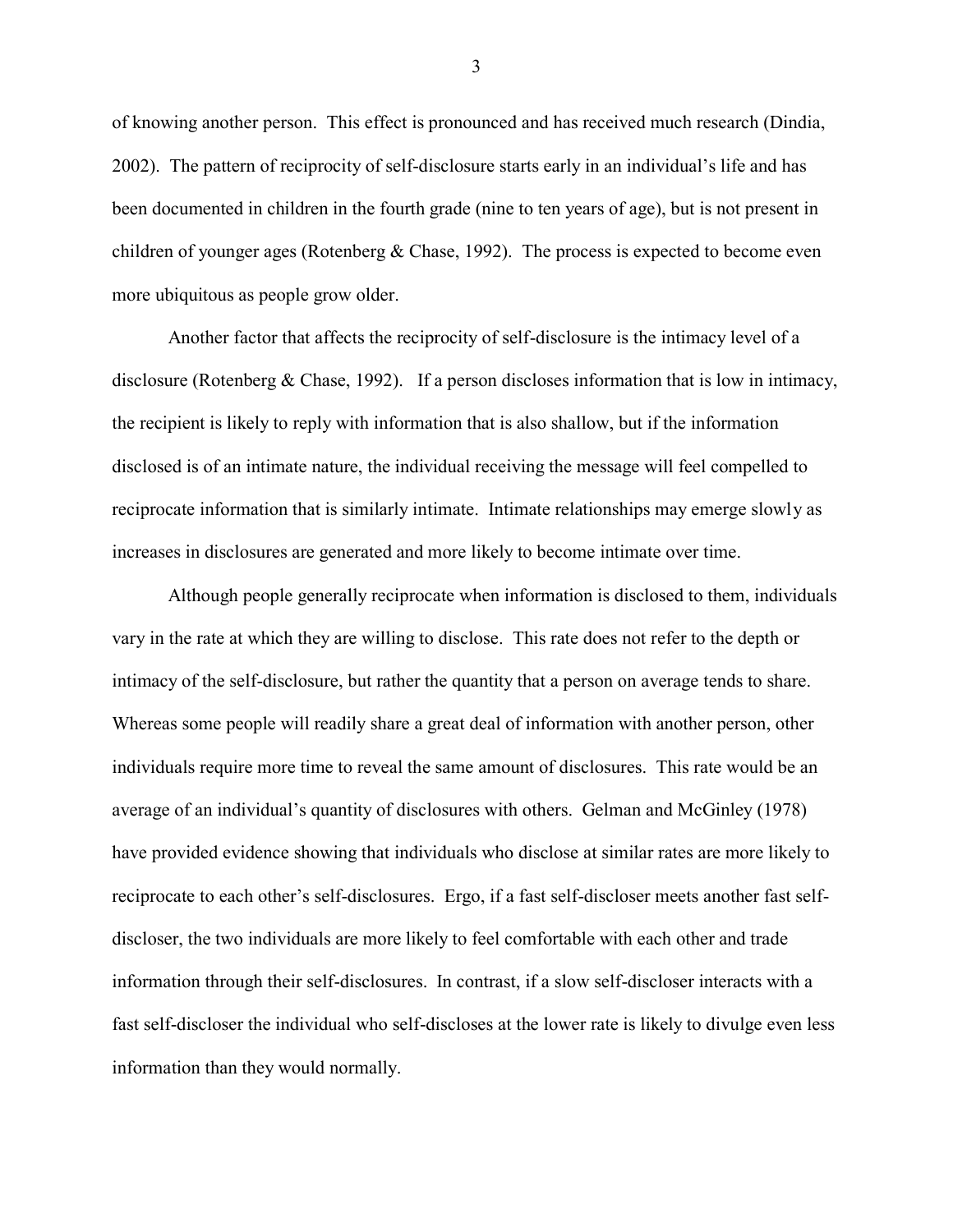of knowing another person. This effect is pronounced and has received much research (Dindia, 2002). The pattern of reciprocity of self-disclosure starts early in an individual's life and has been documented in children in the fourth grade (nine to ten years of age), but is not present in children of younger ages (Rotenberg & Chase, 1992). The process is expected to become even more ubiquitous as people grow older.

Another factor that affects the reciprocity of self-disclosure is the intimacy level of a disclosure (Rotenberg & Chase, 1992). If a person discloses information that is low in intimacy, the recipient is likely to reply with information that is also shallow, but if the information disclosed is of an intimate nature, the individual receiving the message will feel compelled to reciprocate information that is similarly intimate. Intimate relationships may emerge slowly as increases in disclosures are generated and more likely to become intimate over time.

Although people generally reciprocate when information is disclosed to them, individuals vary in the rate at which they are willing to disclose. This rate does not refer to the depth or intimacy of the self-disclosure, but rather the quantity that a person on average tends to share. Whereas some people will readily share a great deal of information with another person, other individuals require more time to reveal the same amount of disclosures. This rate would be an average of an individual's quantity of disclosures with others. Gelman and McGinley (1978) have provided evidence showing that individuals who disclose at similar rates are more likely to reciprocate to each other's self-disclosures. Ergo, if a fast self-discloser meets another fast self-discloser, the two individuals are more likely to feel comfortable with each other and trade information through their self-disclosures. In contrast, if a slow self-discloser interacts with a fast self-discloser the individual who self-discloses at the lower rate is likely to divulge even less information than they would normally.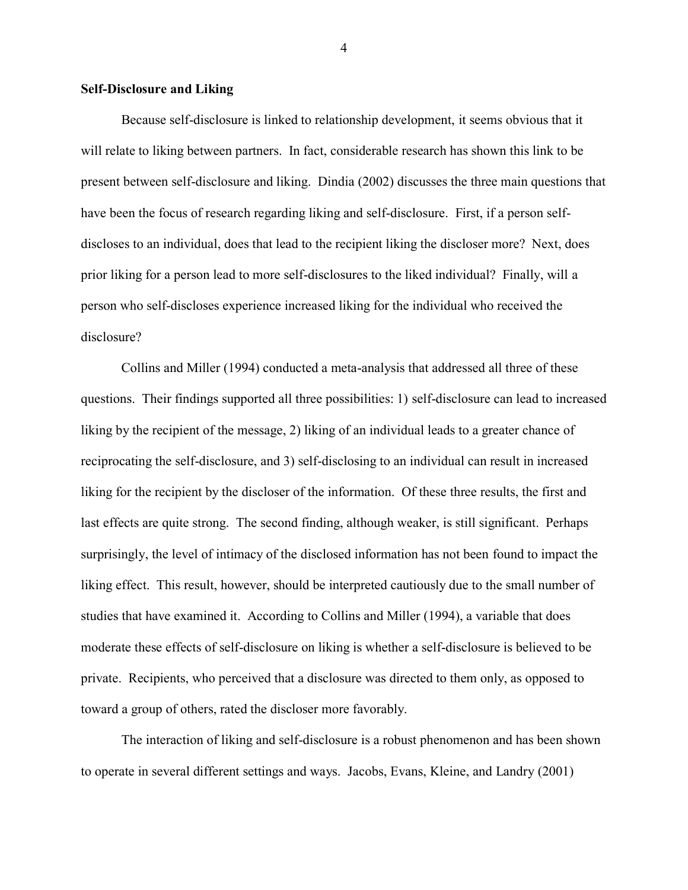**Self-Disclosure and Liking**

Because self-disclosure is linked to relationship development, it seems obvious that it will relate to liking between partners. In fact, considerable research has shown this link to be present between self-disclosure and liking. Dindia (2002) discusses the three main questions that have been the focus of research regarding liking and self-disclosure. First, if a person self-discloses to an individual, does that lead to the recipient liking the discloser more? Next, does prior liking for a person lead to more self-disclosures to the liked individual? Finally, will a person who self-discloses experience increased liking for the individual who received the disclosure?

Collins and Miller (1994) conducted a meta-analysis that addressed all three of these questions. Their findings supported all three possibilities: 1) self-disclosure can lead to increased liking by the recipient of the message, 2) liking of an individual leads to a greater chance of reciprocating the self-disclosure, and 3) self-disclosing to an individual can result in increased liking for the recipient by the discloser of the information. Of these three results, the first and last effects are quite strong. The second finding, although weaker, is still significant. Perhaps surprisingly, the level of intimacy of the disclosed information has not been found to impact the liking effect. This result, however, should be interpreted cautiously due to the small number of studies that have examined it. According to Collins and Miller (1994), a variable that does moderate these effects of self-disclosure on liking is whether a self-disclosure is believed to be private. Recipients, who perceived that a disclosure was directed to them only, as opposed to toward a group of others, rated the discloser more favorably.

The interaction of liking and self-disclosure is a robust phenomenon and has been shown to operate in several different settings and ways. Jacobs, Evans, Kleine, and Landry (2001)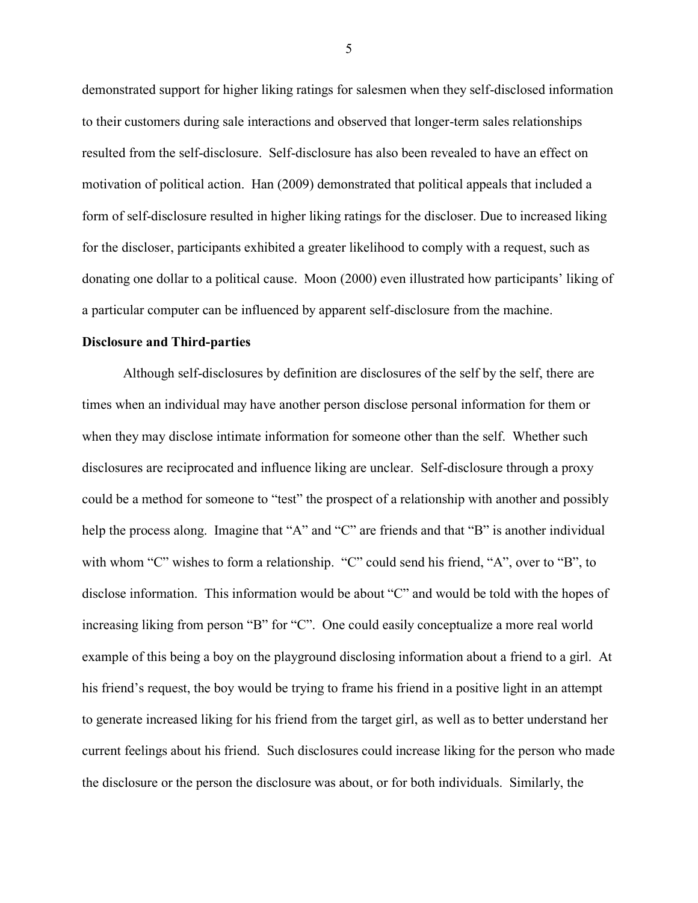demonstrated support for higher liking ratings for salesmen when they self-disclosed information to their customers during sale interactions and observed that longer-term sales relationships resulted from the self-disclosure. Self-disclosure has also been revealed to have an effect on motivation of political action. Han (2009) demonstrated that political appeals that included a form of self-disclosure resulted in higher liking ratings for the discloser. Due to increased liking for the discloser, participants exhibited a greater likelihood to comply with a request, such as donating one dollar to a political cause. Moon (2000) even illustrated how participants' liking of a particular computer can be influenced by apparent self-disclosure from the machine.

**Disclosure and Third-parties**

Although self-disclosures by definition are disclosures of the self by the self, there are times when an individual may have another person disclose personal information for them or when they may disclose intimate information for someone other than the self. Whether such disclosures are reciprocated and influence liking are unclear. Self-disclosure through a proxy could be a method for someone to "test" the prospect of a relationship with another and possibly help the process along. Imagine that "A" and "C" are friends and that "B" is another individual with whom "C" wishes to form a relationship. "C" could send his friend, "A", over to "B", to disclose information. This information would be about "C" and would be told with the hopes of increasing liking from person "B" for "C". One could easily conceptualize a more real world example of this being a boy on the playground disclosing information about a friend to a girl. At his friend's request, the boy would be trying to frame his friend in a positive light in an attempt to generate increased liking for his friend from the target girl, as well as to better understand her current feelings about his friend. Such disclosures could increase liking for the person who made the disclosure or the person the disclosure was about, or for both individuals. Similarly, the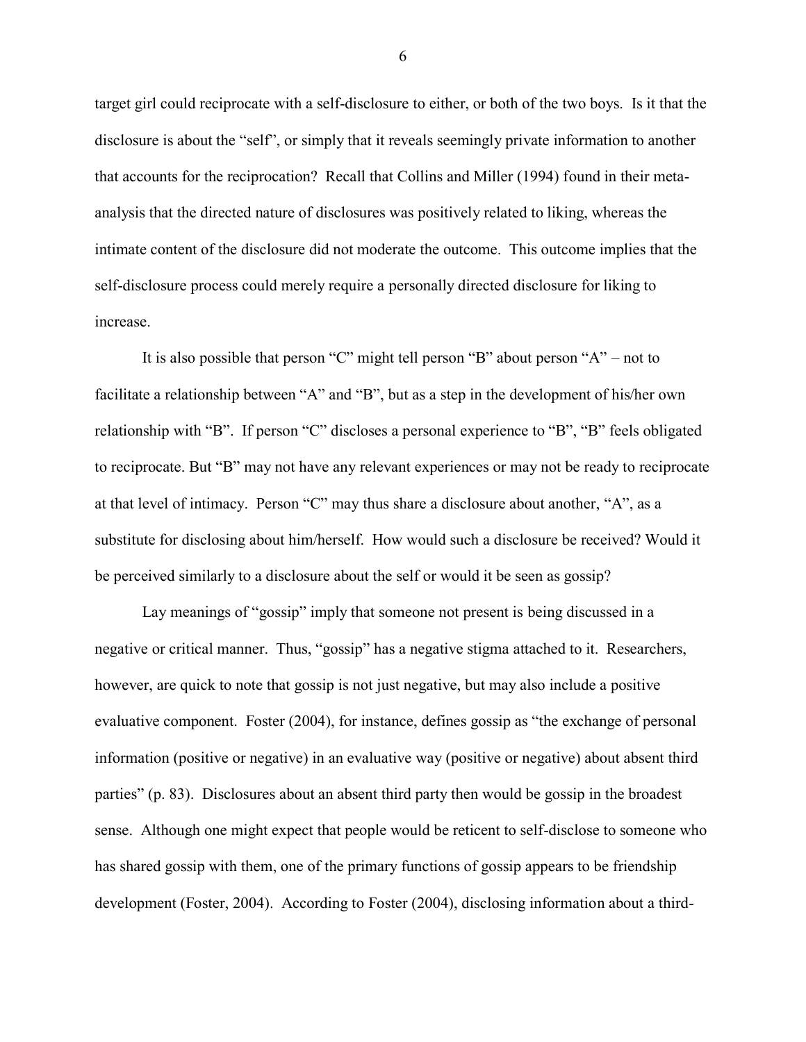target girl could reciprocate with a self-disclosure to either, or both of the two boys. Is it that the disclosure is about the "self", or simply that it reveals seemingly private information to another that accounts for the reciprocation? Recall that Collins and Miller (1994) found in their meta-analysis that the directed nature of disclosures was positively related to liking, whereas the intimate content of the disclosure did not moderate the outcome. This outcome implies that the self-disclosure process could merely require a personally directed disclosure for liking to increase.

It is also possible that person "C" might tell person "B" about person "A" – not to facilitate a relationship between "A" and "B", but as a step in the development of his/her own relationship with "B". If person "C" discloses a personal experience to "B", "B" feels obligated to reciprocate. But "B" may not have any relevant experiences or may not be ready to reciprocate at that level of intimacy. Person "C" may thus share a disclosure about another, "A", as a substitute for disclosing about him/herself. How would such a disclosure be received? Would it be perceived similarly to a disclosure about the self or would it be seen as gossip?

Lay meanings of "gossip" imply that someone not present is being discussed in a negative or critical manner. Thus, "gossip" has a negative stigma attached to it. Researchers, however, are quick to note that gossip is not just negative, but may also include a positive evaluative component. Foster (2004), for instance, defines gossip as "the exchange of personal information (positive or negative) in an evaluative way (positive or negative) about absent third parties" (p. 83). Disclosures about an absent third party then would be gossip in the broadest sense. Although one might expect that people would be reticent to self-disclose to someone who has shared gossip with them, one of the primary functions of gossip appears to be friendship development (Foster, 2004). According to Foster (2004), disclosing information about a third-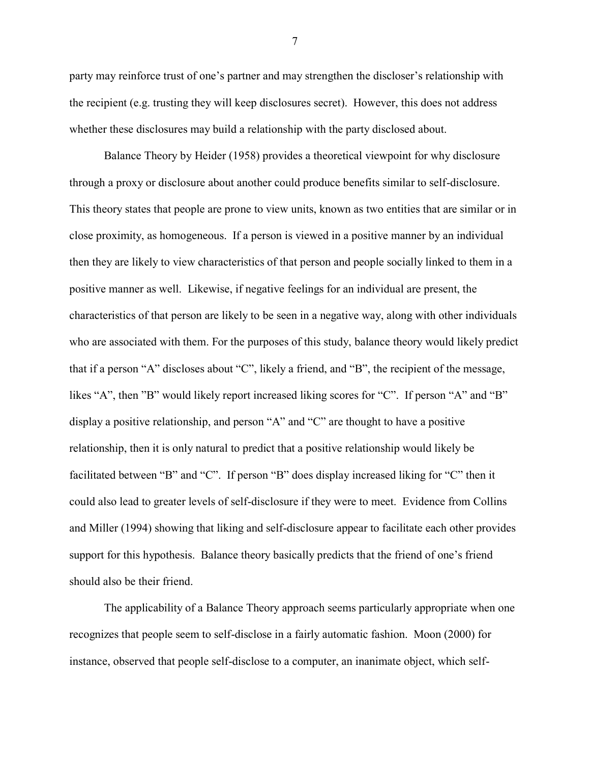party may reinforce trust of one's partner and may strengthen the discloser's relationship with the recipient (e.g. trusting they will keep disclosures secret). However, this does not address whether these disclosures may build a relationship with the party disclosed about.

Balance Theory by Heider (1958) provides a theoretical viewpoint for why disclosure through a proxy or disclosure about another could produce benefits similar to self-disclosure. This theory states that people are prone to view units, known as two entities that are similar or in close proximity, as homogeneous. If a person is viewed in a positive manner by an individual then they are likely to view characteristics of that person and people socially linked to them in a positive manner as well. Likewise, if negative feelings for an individual are present, the characteristics of that person are likely to be seen in a negative way, along with other individuals who are associated with them. For the purposes of this study, balance theory would likely predict that if a person "A" discloses about "C", likely a friend, and "B", the recipient of the message, likes "A", then "B" would likely report increased liking scores for "C". If person "A" and "B" display a positive relationship, and person "A" and "C" are thought to have a positive relationship, then it is only natural to predict that a positive relationship would likely be facilitated between "B" and "C". If person "B" does display increased liking for "C" then it could also lead to greater levels of self-disclosure if they were to meet. Evidence from Collins and Miller (1994) showing that liking and self-disclosure appear to facilitate each other provides support for this hypothesis. Balance theory basically predicts that the friend of one's friend should also be their friend.

The applicability of a Balance Theory approach seems particularly appropriate when one recognizes that people seem to self-disclose in a fairly automatic fashion. Moon (2000) for instance, observed that people self-disclose to a computer, an inanimate object, which self-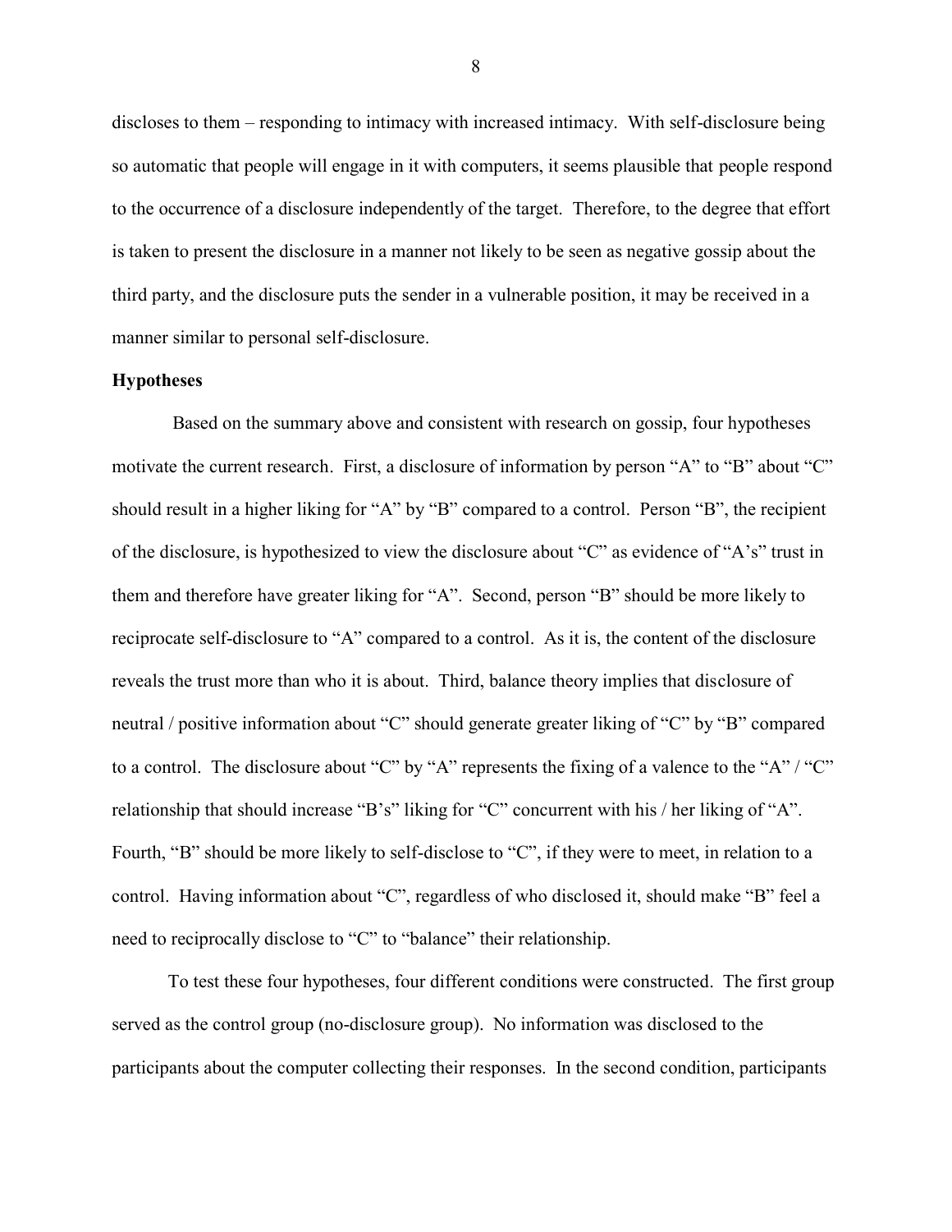discloses to them – responding to intimacy with increased intimacy. With self-disclosure being so automatic that people will engage in it with computers, it seems plausible that people respond to the occurrence of a disclosure independently of the target. Therefore, to the degree that effort is taken to present the disclosure in a manner not likely to be seen as negative gossip about the third party, and the disclosure puts the sender in a vulnerable position, it may be received in a manner similar to personal self-disclosure.

**Hypotheses**

Based on the summary above and consistent with research on gossip, four hypotheses motivate the current research. First, a disclosure of information by person "A" to "B" about "C" should result in a higher liking for "A" by "B" compared to a control. Person "B", the recipient of the disclosure, is hypothesized to view the disclosure about "C" as evidence of "A's" trust in them and therefore have greater liking for "A". Second, person "B" should be more likely to reciprocate self-disclosure to "A" compared to a control. As it is, the content of the disclosure reveals the trust more than who it is about. Third, balance theory implies that disclosure of neutral / positive information about "C" should generate greater liking of "C" by "B" compared to a control. The disclosure about "C" by "A" represents the fixing of a valence to the "A" / "C" relationship that should increase "B's" liking for "C" concurrent with his / her liking of "A". Fourth, "B" should be more likely to self-disclose to "C", if they were to meet, in relation to a control. Having information about "C", regardless of who disclosed it, should make "B" feel a need to reciprocally disclose to "C" to "balance" their relationship.

To test these four hypotheses, four different conditions were constructed. The first group served as the control group (no-disclosure group). No information was disclosed to the participants about the computer collecting their responses. In the second condition, participants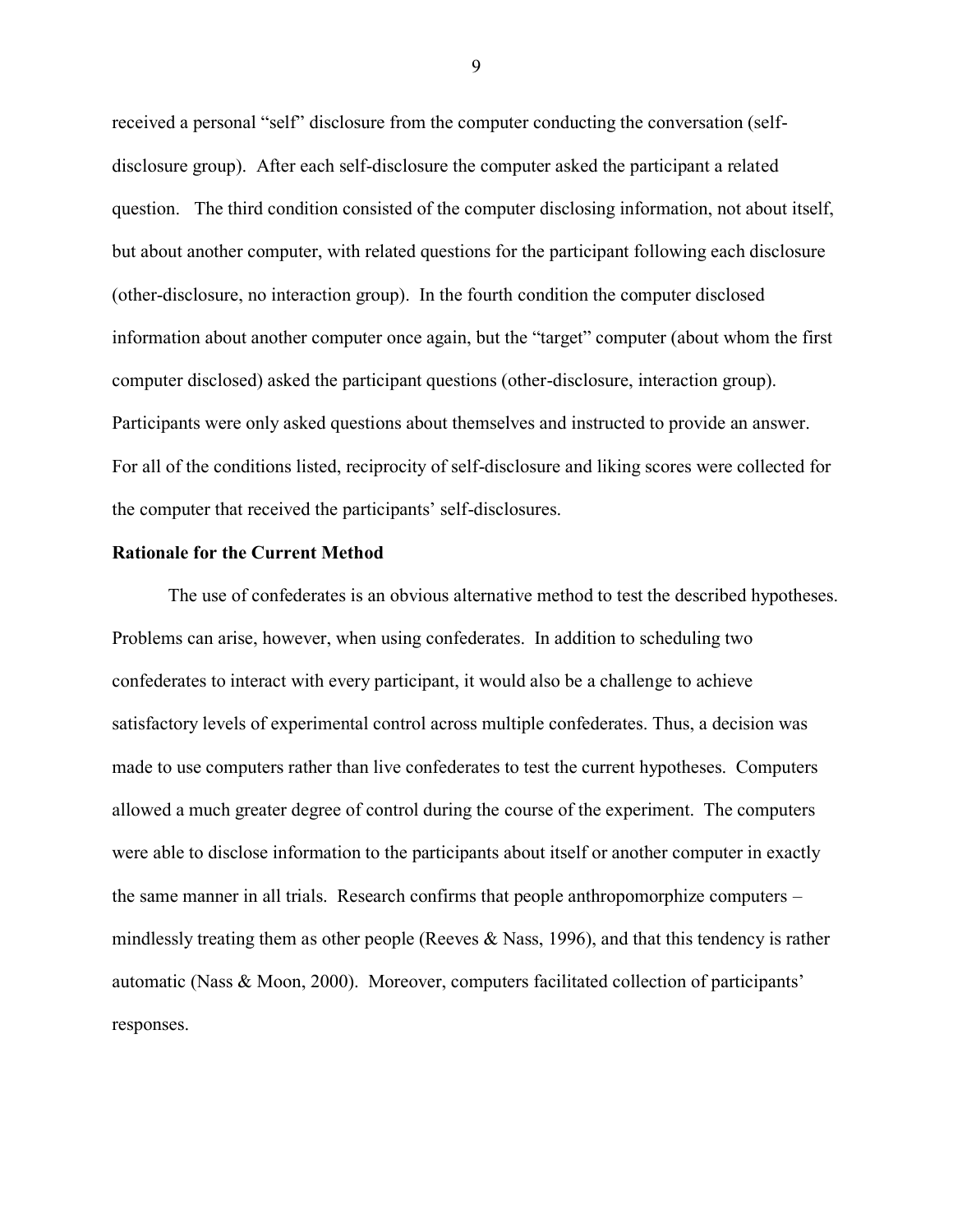received a personal "self" disclosure from the computer conducting the conversation (self-disclosure group). After each self-disclosure the computer asked the participant a related question. The third condition consisted of the computer disclosing information, not about itself, but about another computer, with related questions for the participant following each disclosure (other-disclosure, no interaction group). In the fourth condition the computer disclosed information about another computer once again, but the "target" computer (about whom the first computer disclosed) asked the participant questions (other-disclosure, interaction group). Participants were only asked questions about themselves and instructed to provide an answer. For all of the conditions listed, reciprocity of self-disclosure and liking scores were collected for the computer that received the participants' self-disclosures.

**Rationale for the Current Method**

The use of confederates is an obvious alternative method to test the described hypotheses. Problems can arise, however, when using confederates. In addition to scheduling two confederates to interact with every participant, it would also be a challenge to achieve satisfactory levels of experimental control across multiple confederates. Thus, a decision was made to use computers rather than live confederates to test the current hypotheses. Computers allowed a much greater degree of control during the course of the experiment. The computers were able to disclose information to the participants about itself or another computer in exactly the same manner in all trials. Research confirms that people anthropomorphize computers – mindlessly treating them as other people (Reeves & Nass, 1996), and that this tendency is rather automatic (Nass & Moon, 2000). Moreover, computers facilitated collection of participants' responses.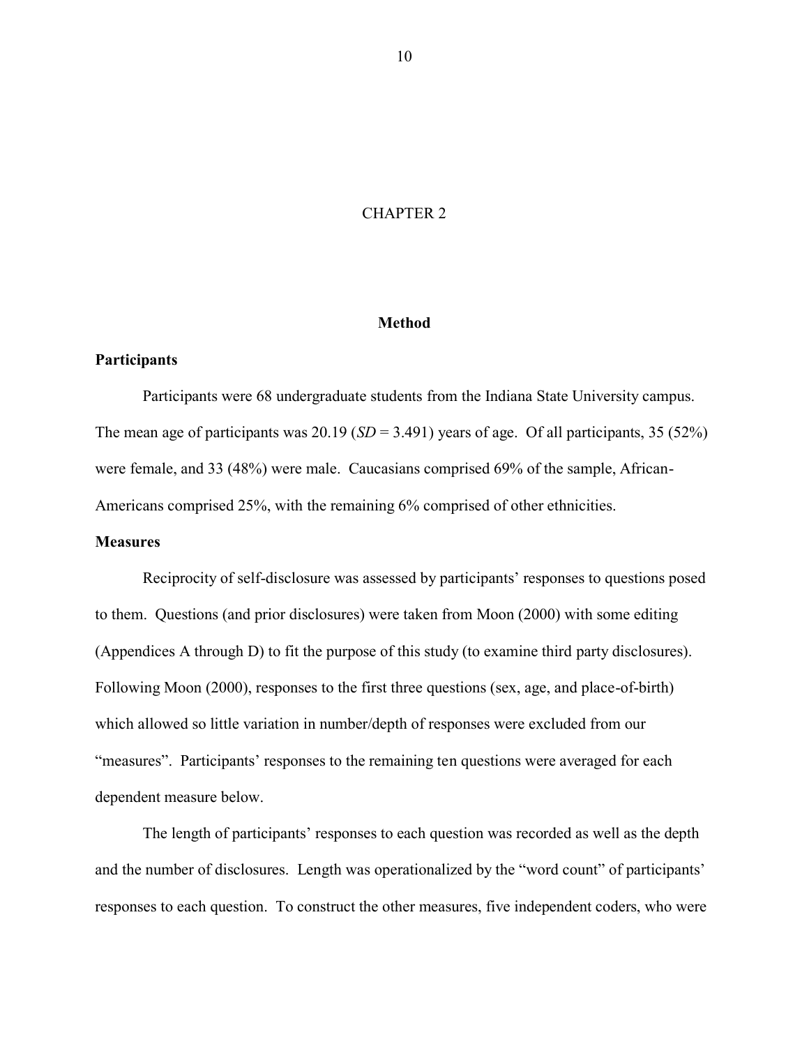# CHAPTER 2

## Method

### Participants

Participants were 68 undergraduate students from the Indiana State University campus. The mean age of participants was 20.19 (*SD* = 3.491) years of age. Of all participants, 35 (52%) were female, and 33 (48%) were male. Caucasians comprised 69% of the sample, African-Americans comprised 25%, with the remaining 6% comprised of other ethnicities.

### Measures

Reciprocity of self-disclosure was assessed by participants' responses to questions posed to them. Questions (and prior disclosures) were taken from Moon (2000) with some editing (Appendices A through D) to fit the purpose of this study (to examine third party disclosures). Following Moon (2000), responses to the first three questions (sex, age, and place-of-birth) which allowed so little variation in number/depth of responses were excluded from our "measures". Participants' responses to the remaining ten questions were averaged for each dependent measure below.

The length of participants' responses to each question was recorded as well as the depth and the number of disclosures. Length was operationalized by the "word count" of participants' responses to each question. To construct the other measures, five independent coders, who were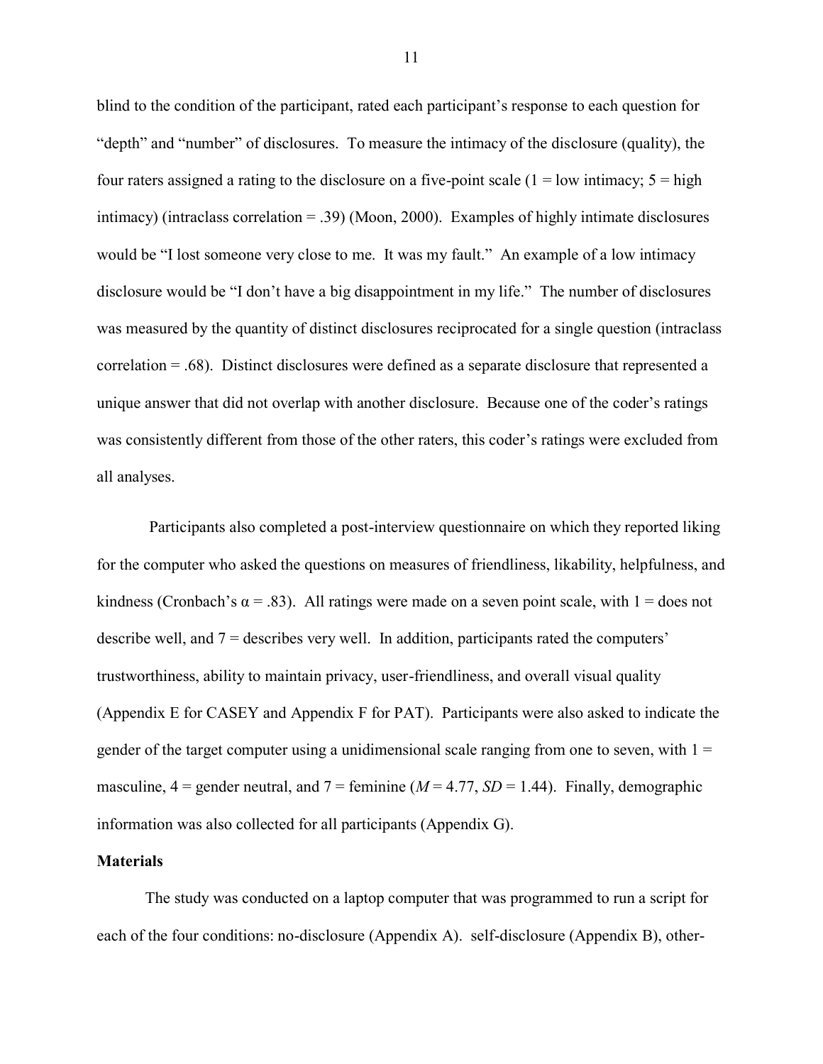blind to the condition of the participant, rated each participant's response to each question for "depth" and "number" of disclosures. To measure the intimacy of the disclosure (quality), the four raters assigned a rating to the disclosure on a five-point scale (1 = low intimacy; 5 = high intimacy) (intraclass correlation = .39) (Moon, 2000). Examples of highly intimate disclosures would be "I lost someone very close to me. It was my fault." An example of a low intimacy disclosure would be "I don't have a big disappointment in my life." The number of disclosures was measured by the quantity of distinct disclosures reciprocated for a single question (intraclass correlation = .68). Distinct disclosures were defined as a separate disclosure that represented a unique answer that did not overlap with another disclosure. Because one of the coder's ratings was consistently different from those of the other raters, this coder's ratings were excluded from all analyses.

Participants also completed a post-interview questionnaire on which they reported liking for the computer who asked the questions on measures of friendliness, likability, helpfulness, and kindness (Cronbach's $\alpha = .83$). All ratings were made on a seven point scale, with 1 = does not describe well, and 7 = describes very well. In addition, participants rated the computers' trustworthiness, ability to maintain privacy, user-friendliness, and overall visual quality (Appendix E for CASEY and Appendix F for PAT). Participants were also asked to indicate the gender of the target computer using a unidimensional scale ranging from one to seven, with 1 = masculine, 4 = gender neutral, and 7 = feminine ($M = 4.77$, $SD = 1.44$). Finally, demographic information was also collected for all participants (Appendix G).

**Materials**

The study was conducted on a laptop computer that was programmed to run a script for each of the four conditions: no-disclosure (Appendix A). self-disclosure (Appendix B), other-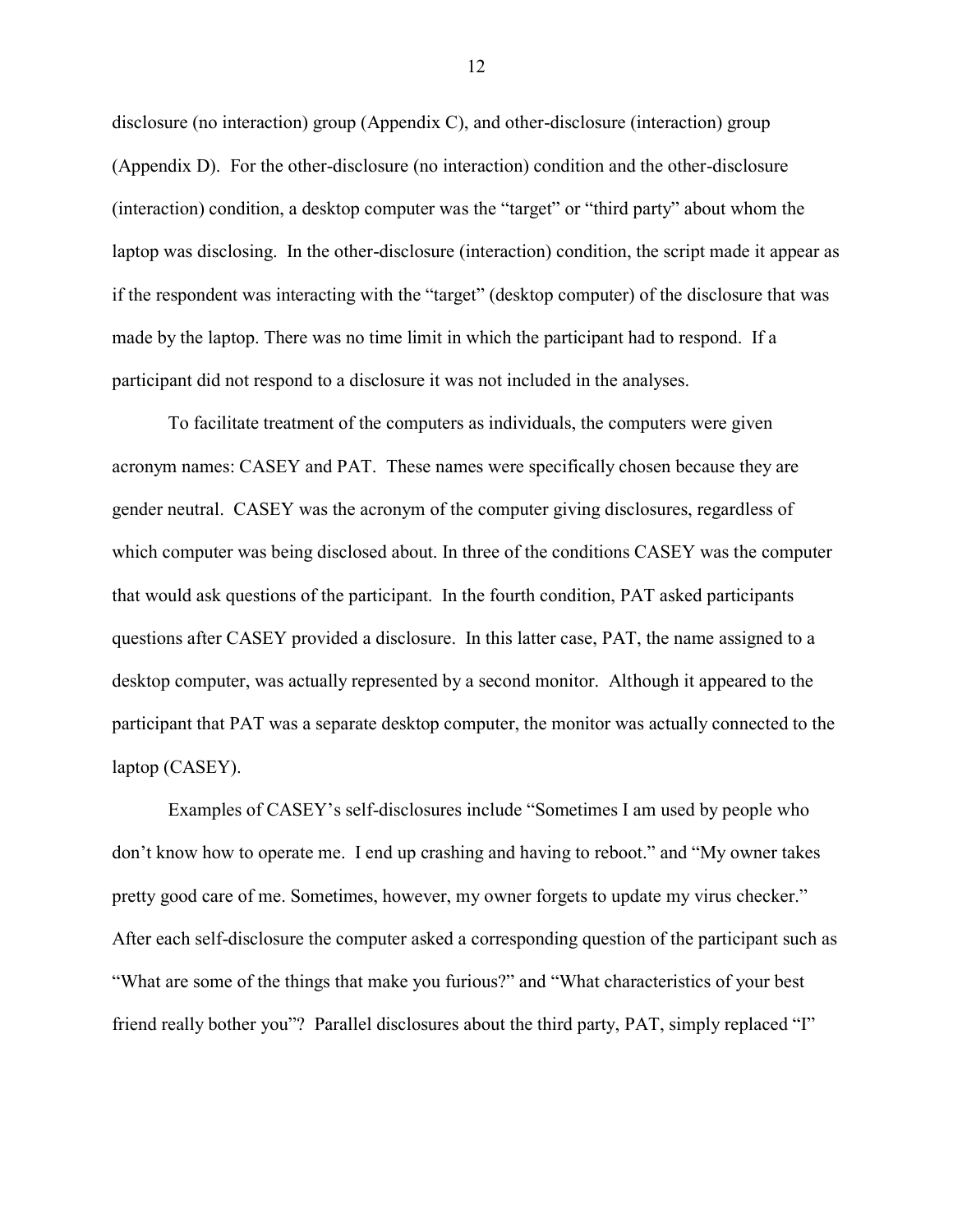disclosure (no interaction) group (Appendix C), and other-disclosure (interaction) group (Appendix D). For the other-disclosure (no interaction) condition and the other-disclosure (interaction) condition, a desktop computer was the "target" or "third party" about whom the laptop was disclosing. In the other-disclosure (interaction) condition, the script made it appear as if the respondent was interacting with the "target" (desktop computer) of the disclosure that was made by the laptop. There was no time limit in which the participant had to respond. If a participant did not respond to a disclosure it was not included in the analyses.

To facilitate treatment of the computers as individuals, the computers were given acronym names: CASEY and PAT. These names were specifically chosen because they are gender neutral. CASEY was the acronym of the computer giving disclosures, regardless of which computer was being disclosed about. In three of the conditions CASEY was the computer that would ask questions of the participant. In the fourth condition, PAT asked participants questions after CASEY provided a disclosure. In this latter case, PAT, the name assigned to a desktop computer, was actually represented by a second monitor. Although it appeared to the participant that PAT was a separate desktop computer, the monitor was actually connected to the laptop (CASEY).

Examples of CASEY's self-disclosures include "Sometimes I am used by people who don't know how to operate me. I end up crashing and having to reboot." and "My owner takes pretty good care of me. Sometimes, however, my owner forgets to update my virus checker." After each self-disclosure the computer asked a corresponding question of the participant such as "What are some of the things that make you furious?" and "What characteristics of your best friend really bother you"? Parallel disclosures about the third party, PAT, simply replaced "I"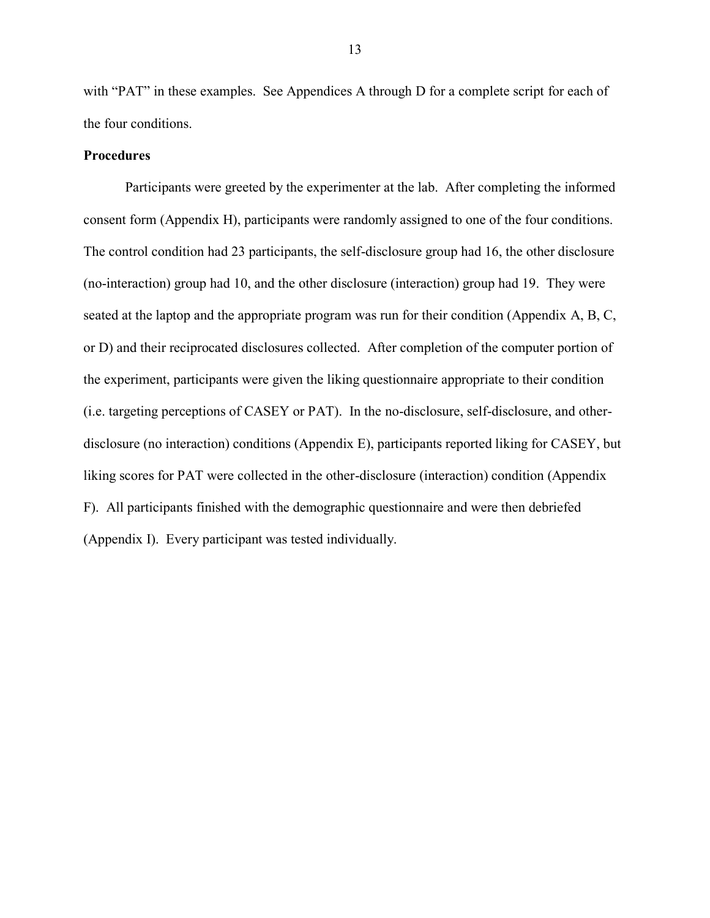with “PAT” in these examples. See Appendices A through D for a complete script for each of the four conditions.

**Procedures**

Participants were greeted by the experimenter at the lab. After completing the informed consent form (Appendix H), participants were randomly assigned to one of the four conditions. The control condition had 23 participants, the self-disclosure group had 16, the other disclosure (no-interaction) group had 10, and the other disclosure (interaction) group had 19. They were seated at the laptop and the appropriate program was run for their condition (Appendix A, B, C, or D) and their reciprocated disclosures collected. After completion of the computer portion of the experiment, participants were given the liking questionnaire appropriate to their condition (i.e. targeting perceptions of CASEY or PAT). In the no-disclosure, self-disclosure, and other-disclosure (no interaction) conditions (Appendix E), participants reported liking for CASEY, but liking scores for PAT were collected in the other-disclosure (interaction) condition (Appendix F). All participants finished with the demographic questionnaire and were then debriefed (Appendix I). Every participant was tested individually.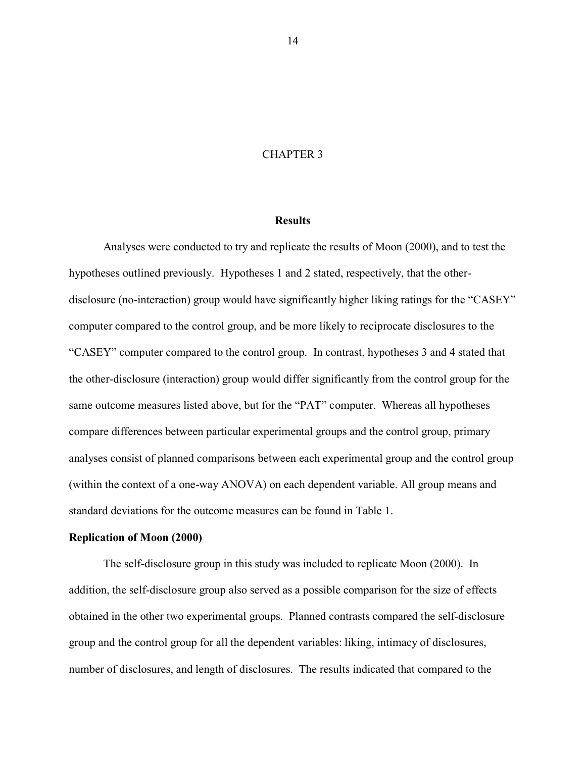# CHAPTER 3

## Results

Analyses were conducted to try and replicate the results of Moon (2000), and to test the hypotheses outlined previously. Hypotheses 1 and 2 stated, respectively, that the other-disclosure (no-interaction) group would have significantly higher liking ratings for the "CASEY" computer compared to the control group, and be more likely to reciprocate disclosures to the "CASEY" computer compared to the control group. In contrast, hypotheses 3 and 4 stated that the other-disclosure (interaction) group would differ significantly from the control group for the same outcome measures listed above, but for the "PAT" computer. Whereas all hypotheses compare differences between particular experimental groups and the control group, primary analyses consist of planned comparisons between each experimental group and the control group (within the context of a one-way ANOVA) on each dependent variable. All group means and standard deviations for the outcome measures can be found in Table 1.

### Replication of Moon (2000)

The self-disclosure group in this study was included to replicate Moon (2000). In addition, the self-disclosure group also served as a possible comparison for the size of effects obtained in the other two experimental groups. Planned contrasts compared the self-disclosure group and the control group for all the dependent variables: liking, intimacy of disclosures, number of disclosures, and length of disclosures. The results indicated that compared to the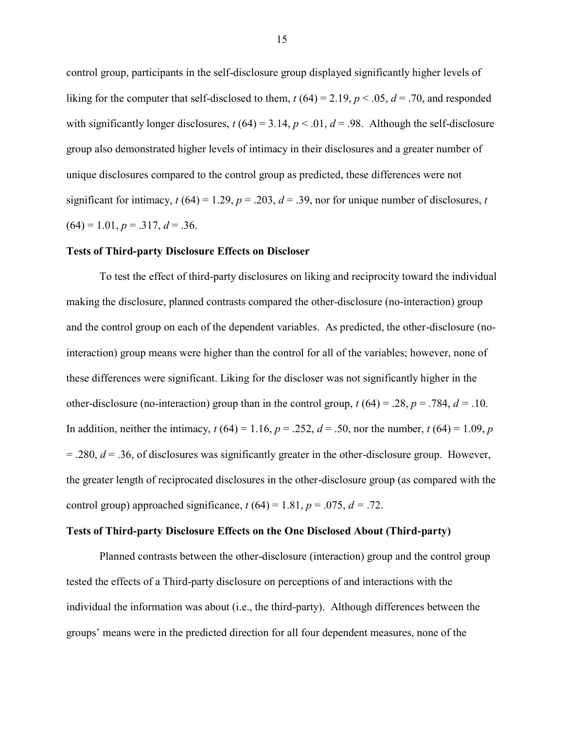control group, participants in the self-disclosure group displayed significantly higher levels of liking for the computer that self-disclosed to them, $t$ (64) = 2.19, $p < .05$, $d = .70$, and responded with significantly longer disclosures, $t$ (64) = 3.14, $p < .01$, $d = .98$. Although the self-disclosure group also demonstrated higher levels of intimacy in their disclosures and a greater number of unique disclosures compared to the control group as predicted, these differences were not significant for intimacy, $t$ (64) = 1.29, $p = .203$, $d = .39$, nor for unique number of disclosures, $t$ (64) = 1.01, $p = .317$, $d = .36$.

### Tests of Third-party Disclosure Effects on Discloser

To test the effect of third-party disclosures on liking and reciprocity toward the individual making the disclosure, planned contrasts compared the other-disclosure (no-interaction) group and the control group on each of the dependent variables. As predicted, the other-disclosure (no-interaction) group means were higher than the control for all of the variables; however, none of these differences were significant. Liking for the discloser was not significantly higher in the other-disclosure (no-interaction) group than in the control group, $t$ (64) = .28, $p = .784$, $d = .10$. In addition, neither the intimacy, $t$ (64) = 1.16, $p = .252$, $d = .50$, nor the number, $t$ (64) = 1.09, $p = .280$, $d = .36$, of disclosures was significantly greater in the other-disclosure group. However, the greater length of reciprocated disclosures in the other-disclosure group (as compared with the control group) approached significance, $t$ (64) = 1.81, $p = .075$, $d = .72$.

### Tests of Third-party Disclosure Effects on the One Disclosed About (Third-party)

Planned contrasts between the other-disclosure (interaction) group and the control group tested the effects of a Third-party disclosure on perceptions of and interactions with the individual the information was about (i.e., the third-party). Although differences between the groups' means were in the predicted direction for all four dependent measures, none of the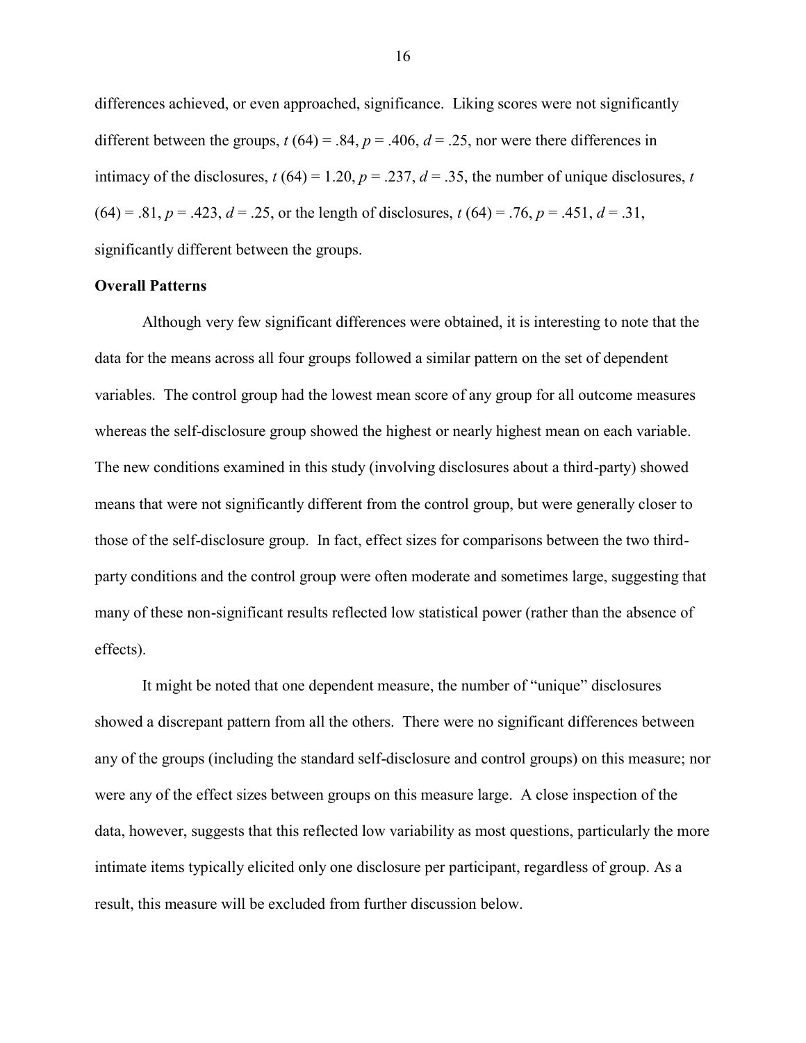differences achieved, or even approached, significance. Liking scores were not significantly different between the groups, $t\ (64) = .84$, $p = .406$, $d = .25$, nor were there differences in intimacy of the disclosures, $t\ (64) = 1.20$, $p = .237$, $d = .35$, the number of unique disclosures, $t\ (64) = .81$, $p = .423$, $d = .25$, or the length of disclosures, $t\ (64) = .76$, $p = .451$, $d = .31$, significantly different between the groups.

**Overall Patterns**

Although very few significant differences were obtained, it is interesting to note that the data for the means across all four groups followed a similar pattern on the set of dependent variables. The control group had the lowest mean score of any group for all outcome measures whereas the self-disclosure group showed the highest or nearly highest mean on each variable. The new conditions examined in this study (involving disclosures about a third-party) showed means that were not significantly different from the control group, but were generally closer to those of the self-disclosure group. In fact, effect sizes for comparisons between the two third-party conditions and the control group were often moderate and sometimes large, suggesting that many of these non-significant results reflected low statistical power (rather than the absence of effects).

It might be noted that one dependent measure, the number of "unique" disclosures showed a discrepant pattern from all the others. There were no significant differences between any of the groups (including the standard self-disclosure and control groups) on this measure; nor were any of the effect sizes between groups on this measure large. A close inspection of the data, however, suggests that this reflected low variability as most questions, particularly the more intimate items typically elicited only one disclosure per participant, regardless of group. As a result, this measure will be excluded from further discussion below.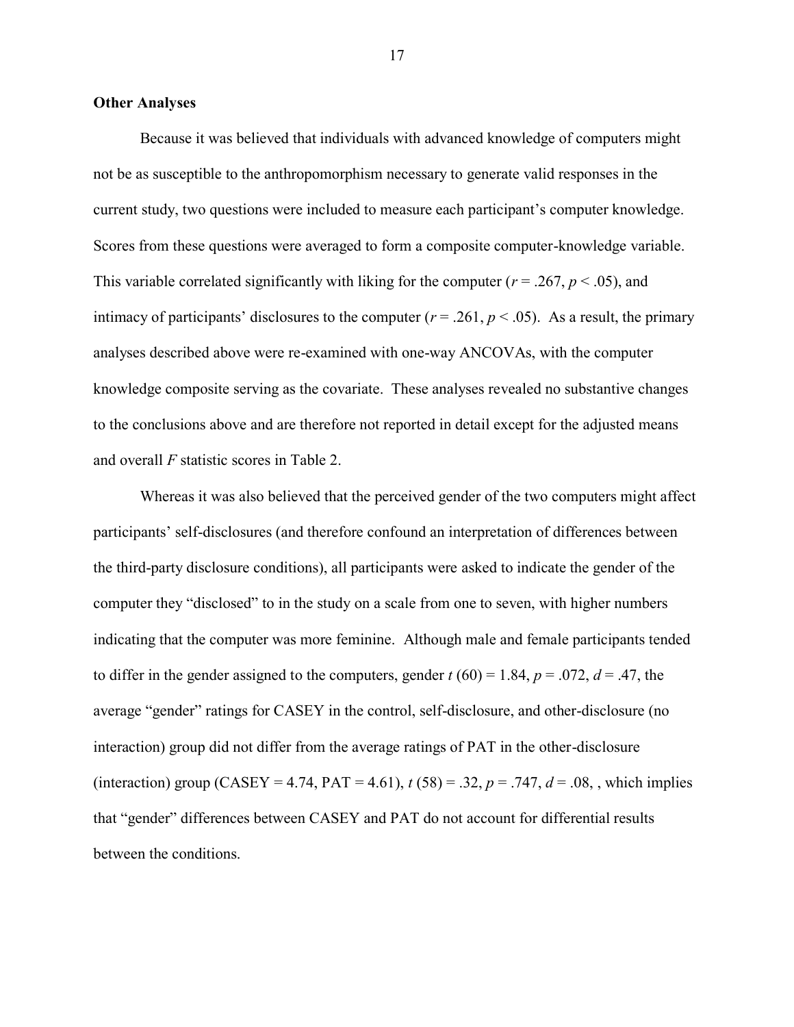**Other Analyses**

Because it was believed that individuals with advanced knowledge of computers might not be as susceptible to the anthropomorphism necessary to generate valid responses in the current study, two questions were included to measure each participant's computer knowledge. Scores from these questions were averaged to form a composite computer-knowledge variable. This variable correlated significantly with liking for the computer ($r = .267$, $p < .05$), and intimacy of participants' disclosures to the computer ($r = .261$, $p < .05$). As a result, the primary analyses described above were re-examined with one-way ANCOVAs, with the computer knowledge composite serving as the covariate. These analyses revealed no substantive changes to the conclusions above and are therefore not reported in detail except for the adjusted means and overall $F$ statistic scores in Table 2.

Whereas it was also believed that the perceived gender of the two computers might affect participants' self-disclosures (and therefore confound an interpretation of differences between the third-party disclosure conditions), all participants were asked to indicate the gender of the computer they "disclosed" to in the study on a scale from one to seven, with higher numbers indicating that the computer was more feminine. Although male and female participants tended to differ in the gender assigned to the computers, gender $t(60) = 1.84$, $p = .072$, $d = .47$, the average "gender" ratings for CASEY in the control, self-disclosure, and other-disclosure (no interaction) group did not differ from the average ratings of PAT in the other-disclosure (interaction) group (CASEY = 4.74, PAT = 4.61), $t(58) = .32$, $p = .747$, $d = .08$, , which implies that "gender" differences between CASEY and PAT do not account for differential results between the conditions.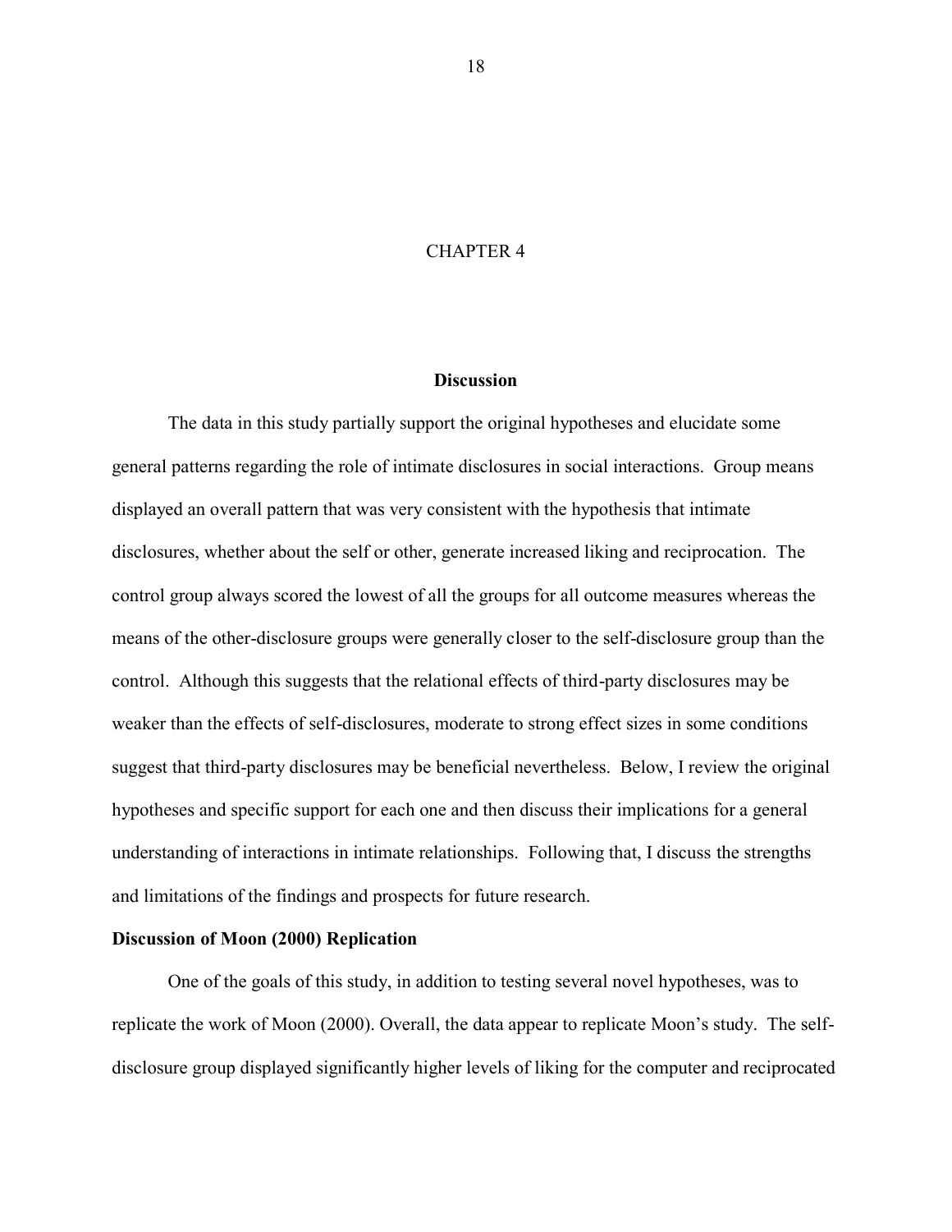# CHAPTER 4

## Discussion

The data in this study partially support the original hypotheses and elucidate some general patterns regarding the role of intimate disclosures in social interactions. Group means displayed an overall pattern that was very consistent with the hypothesis that intimate disclosures, whether about the self or other, generate increased liking and reciprocation. The control group always scored the lowest of all the groups for all outcome measures whereas the means of the other-disclosure groups were generally closer to the self-disclosure group than the control. Although this suggests that the relational effects of third-party disclosures may be weaker than the effects of self-disclosures, moderate to strong effect sizes in some conditions suggest that third-party disclosures may be beneficial nevertheless. Below, I review the original hypotheses and specific support for each one and then discuss their implications for a general understanding of interactions in intimate relationships. Following that, I discuss the strengths and limitations of the findings and prospects for future research.

### Discussion of Moon (2000) Replication

One of the goals of this study, in addition to testing several novel hypotheses, was to replicate the work of Moon (2000). Overall, the data appear to replicate Moon's study. The self-disclosure group displayed significantly higher levels of liking for the computer and reciprocated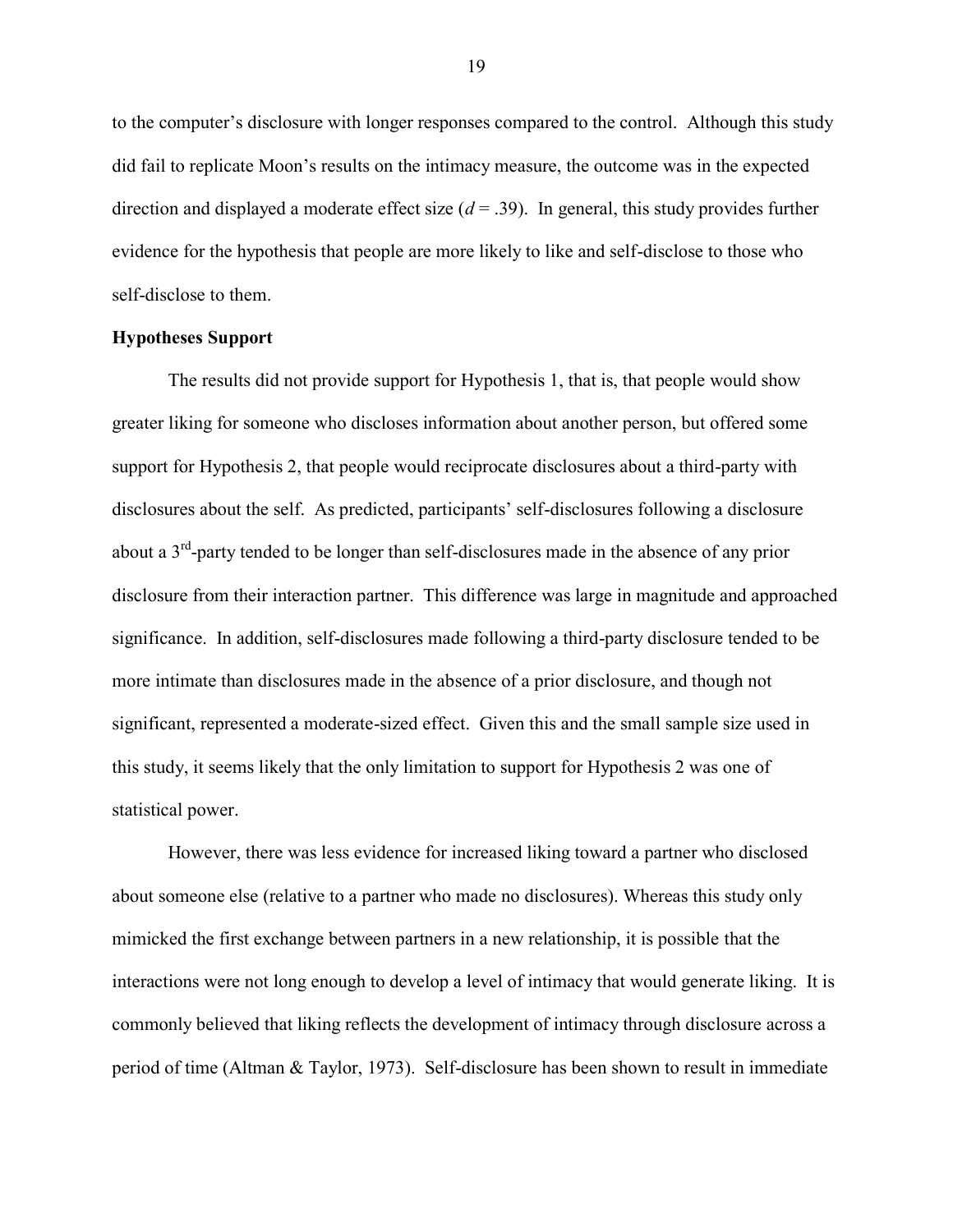to the computer's disclosure with longer responses compared to the control. Although this study did fail to replicate Moon's results on the intimacy measure, the outcome was in the expected direction and displayed a moderate effect size ($d = .39$). In general, this study provides further evidence for the hypothesis that people are more likely to like and self-disclose to those who self-disclose to them.

**Hypotheses Support**

The results did not provide support for Hypothesis 1, that is, that people would show greater liking for someone who discloses information about another person, but offered some support for Hypothesis 2, that people would reciprocate disclosures about a third-party with disclosures about the self. As predicted, participants' self-disclosures following a disclosure about a 3rd-party tended to be longer than self-disclosures made in the absence of any prior disclosure from their interaction partner. This difference was large in magnitude and approached significance. In addition, self-disclosures made following a third-party disclosure tended to be more intimate than disclosures made in the absence of a prior disclosure, and though not significant, represented a moderate-sized effect. Given this and the small sample size used in this study, it seems likely that the only limitation to support for Hypothesis 2 was one of statistical power.

However, there was less evidence for increased liking toward a partner who disclosed about someone else (relative to a partner who made no disclosures). Whereas this study only mimicked the first exchange between partners in a new relationship, it is possible that the interactions were not long enough to develop a level of intimacy that would generate liking. It is commonly believed that liking reflects the development of intimacy through disclosure across a period of time (Altman & Taylor, 1973). Self-disclosure has been shown to result in immediate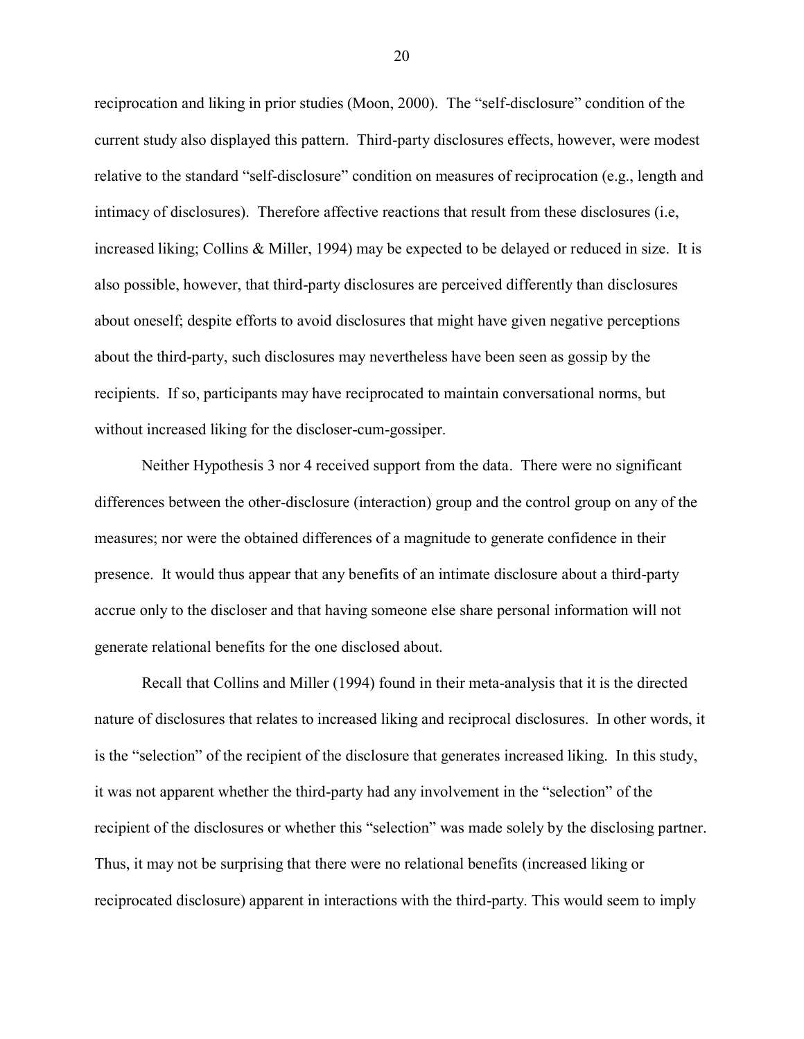reciprocation and liking in prior studies (Moon, 2000). The "self-disclosure" condition of the current study also displayed this pattern. Third-party disclosures effects, however, were modest relative to the standard "self-disclosure" condition on measures of reciprocation (e.g., length and intimacy of disclosures). Therefore affective reactions that result from these disclosures (i.e, increased liking; Collins & Miller, 1994) may be expected to be delayed or reduced in size. It is also possible, however, that third-party disclosures are perceived differently than disclosures about oneself; despite efforts to avoid disclosures that might have given negative perceptions about the third-party, such disclosures may nevertheless have been seen as gossip by the recipients. If so, participants may have reciprocated to maintain conversational norms, but without increased liking for the discloser-cum-gossiper.

Neither Hypothesis 3 nor 4 received support from the data. There were no significant differences between the other-disclosure (interaction) group and the control group on any of the measures; nor were the obtained differences of a magnitude to generate confidence in their presence. It would thus appear that any benefits of an intimate disclosure about a third-party accrue only to the discloser and that having someone else share personal information will not generate relational benefits for the one disclosed about.

Recall that Collins and Miller (1994) found in their meta-analysis that it is the directed nature of disclosures that relates to increased liking and reciprocal disclosures. In other words, it is the "selection" of the recipient of the disclosure that generates increased liking. In this study, it was not apparent whether the third-party had any involvement in the "selection" of the recipient of the disclosures or whether this "selection" was made solely by the disclosing partner. Thus, it may not be surprising that there were no relational benefits (increased liking or reciprocated disclosure) apparent in interactions with the third-party. This would seem to imply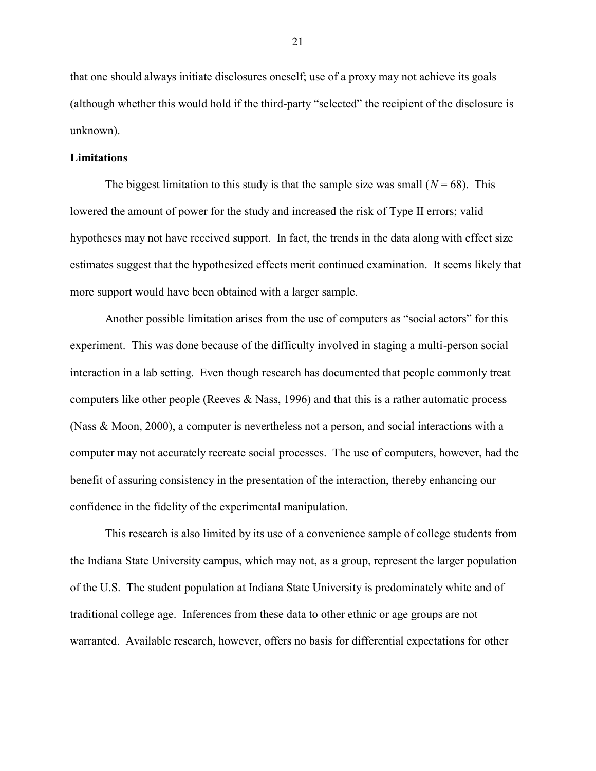that one should always initiate disclosures oneself; use of a proxy may not achieve its goals (although whether this would hold if the third-party "selected" the recipient of the disclosure is unknown).

**Limitations**

The biggest limitation to this study is that the sample size was small ($N = 68$). This lowered the amount of power for the study and increased the risk of Type II errors; valid hypotheses may not have received support. In fact, the trends in the data along with effect size estimates suggest that the hypothesized effects merit continued examination. It seems likely that more support would have been obtained with a larger sample.

Another possible limitation arises from the use of computers as "social actors" for this experiment. This was done because of the difficulty involved in staging a multi-person social interaction in a lab setting. Even though research has documented that people commonly treat computers like other people (Reeves & Nass, 1996) and that this is a rather automatic process (Nass & Moon, 2000), a computer is nevertheless not a person, and social interactions with a computer may not accurately recreate social processes. The use of computers, however, had the benefit of assuring consistency in the presentation of the interaction, thereby enhancing our confidence in the fidelity of the experimental manipulation.

This research is also limited by its use of a convenience sample of college students from the Indiana State University campus, which may not, as a group, represent the larger population of the U.S. The student population at Indiana State University is predominately white and of traditional college age. Inferences from these data to other ethnic or age groups are not warranted. Available research, however, offers no basis for differential expectations for other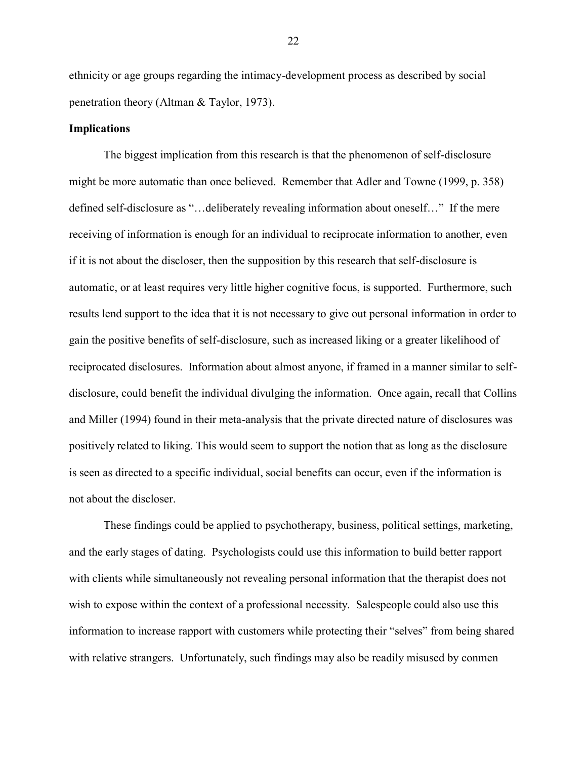ethnicity or age groups regarding the intimacy-development process as described by social penetration theory (Altman & Taylor, 1973).

**Implications**

The biggest implication from this research is that the phenomenon of self-disclosure might be more automatic than once believed. Remember that Adler and Towne (1999, p. 358) defined self-disclosure as "…deliberately revealing information about oneself…" If the mere receiving of information is enough for an individual to reciprocate information to another, even if it is not about the discloser, then the supposition by this research that self-disclosure is automatic, or at least requires very little higher cognitive focus, is supported. Furthermore, such results lend support to the idea that it is not necessary to give out personal information in order to gain the positive benefits of self-disclosure, such as increased liking or a greater likelihood of reciprocated disclosures. Information about almost anyone, if framed in a manner similar to self-disclosure, could benefit the individual divulging the information. Once again, recall that Collins and Miller (1994) found in their meta-analysis that the private directed nature of disclosures was positively related to liking. This would seem to support the notion that as long as the disclosure is seen as directed to a specific individual, social benefits can occur, even if the information is not about the discloser.

These findings could be applied to psychotherapy, business, political settings, marketing, and the early stages of dating. Psychologists could use this information to build better rapport with clients while simultaneously not revealing personal information that the therapist does not wish to expose within the context of a professional necessity. Salespeople could also use this information to increase rapport with customers while protecting their "selves" from being shared with relative strangers. Unfortunately, such findings may also be readily misused by conmen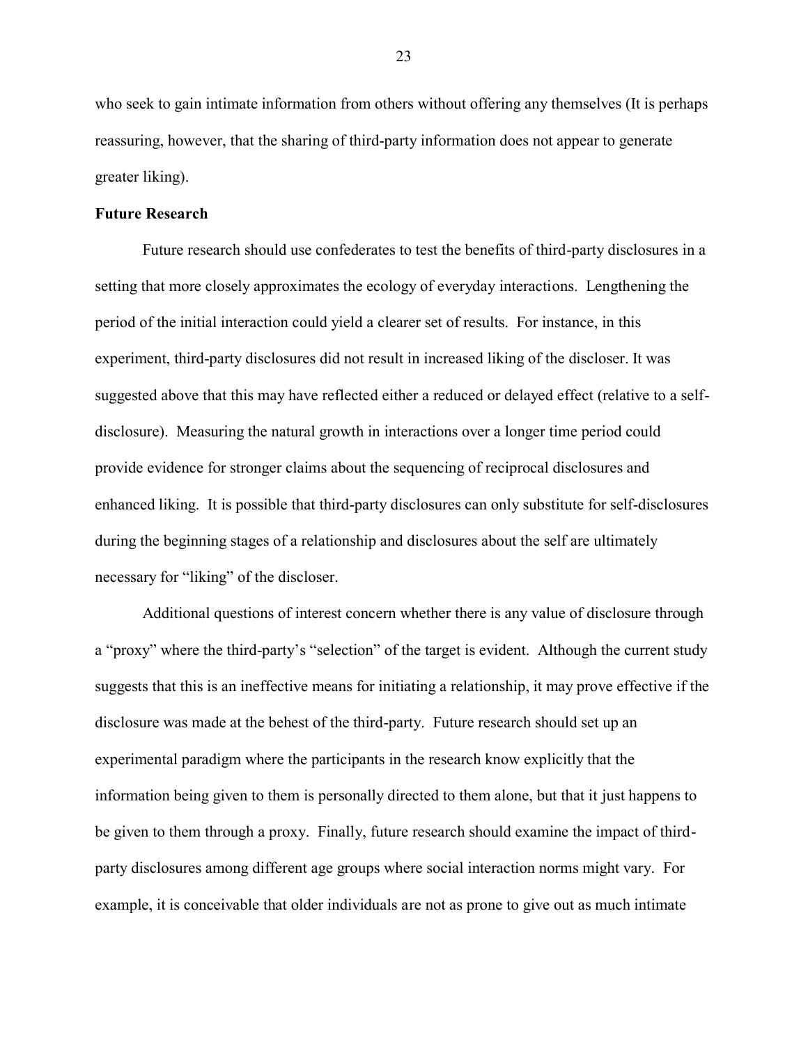who seek to gain intimate information from others without offering any themselves (It is perhaps reassuring, however, that the sharing of third-party information does not appear to generate greater liking).

**Future Research**

Future research should use confederates to test the benefits of third-party disclosures in a setting that more closely approximates the ecology of everyday interactions. Lengthening the period of the initial interaction could yield a clearer set of results. For instance, in this experiment, third-party disclosures did not result in increased liking of the discloser. It was suggested above that this may have reflected either a reduced or delayed effect (relative to a self-disclosure). Measuring the natural growth in interactions over a longer time period could provide evidence for stronger claims about the sequencing of reciprocal disclosures and enhanced liking. It is possible that third-party disclosures can only substitute for self-disclosures during the beginning stages of a relationship and disclosures about the self are ultimately necessary for "liking" of the discloser.

Additional questions of interest concern whether there is any value of disclosure through a "proxy" where the third-party's "selection" of the target is evident. Although the current study suggests that this is an ineffective means for initiating a relationship, it may prove effective if the disclosure was made at the behest of the third-party. Future research should set up an experimental paradigm where the participants in the research know explicitly that the information being given to them is personally directed to them alone, but that it just happens to be given to them through a proxy. Finally, future research should examine the impact of third-party disclosures among different age groups where social interaction norms might vary. For example, it is conceivable that older individuals are not as prone to give out as much intimate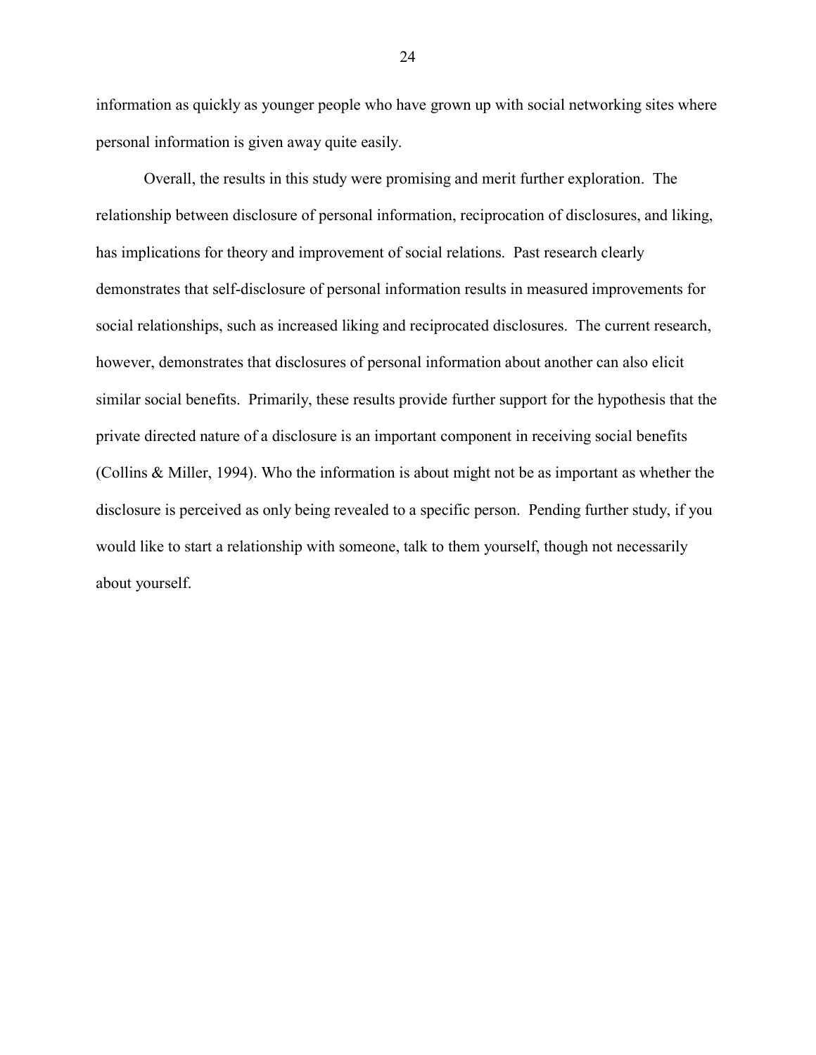information as quickly as younger people who have grown up with social networking sites where personal information is given away quite easily.

Overall, the results in this study were promising and merit further exploration. The relationship between disclosure of personal information, reciprocation of disclosures, and liking, has implications for theory and improvement of social relations. Past research clearly demonstrates that self-disclosure of personal information results in measured improvements for social relationships, such as increased liking and reciprocated disclosures. The current research, however, demonstrates that disclosures of personal information about another can also elicit similar social benefits. Primarily, these results provide further support for the hypothesis that the private directed nature of a disclosure is an important component in receiving social benefits (Collins & Miller, 1994). Who the information is about might not be as important as whether the disclosure is perceived as only being revealed to a specific person. Pending further study, if you would like to start a relationship with someone, talk to them yourself, though not necessarily about yourself.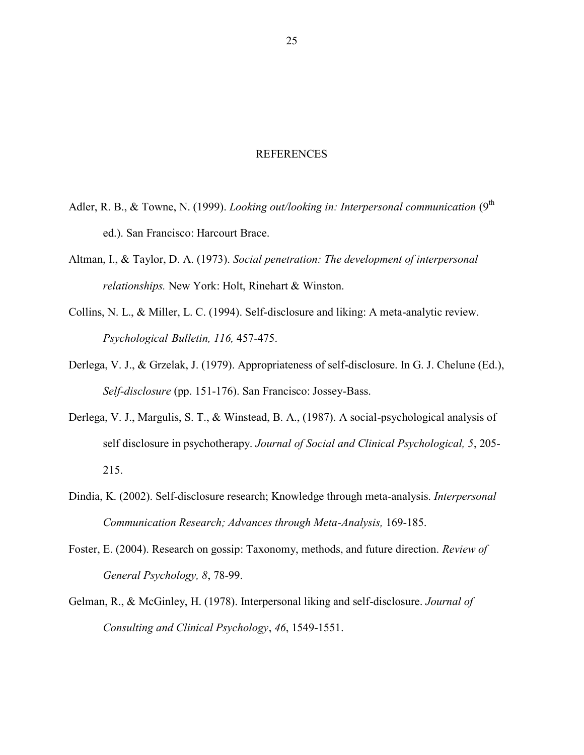# REFERENCES

Adler, R. B., & Towne, N. (1999). *Looking out/looking in: Interpersonal communication* ($9^{th}$ ed.). San Francisco: Harcourt Brace.

Altman, I., & Taylor, D. A. (1973). *Social penetration: The development of interpersonal relationships.* New York: Holt, Rinehart & Winston.

Collins, N. L., & Miller, L. C. (1994). Self-disclosure and liking: A meta-analytic review. *Psychological Bulletin, 116,* 457-475.

Derlega, V. J., & Grzelak, J. (1979). Appropriateness of self-disclosure. In G. J. Chelune (Ed.), *Self-disclosure* (pp. 151-176). San Francisco: Jossey-Bass.

Derlega, V. J., Margulis, S. T., & Winstead, B. A., (1987). A social-psychological analysis of self disclosure in psychotherapy. *Journal of Social and Clinical Psychological, 5*, 205-215.

Dindia, K. (2002). Self-disclosure research; Knowledge through meta-analysis. *Interpersonal Communication Research; Advances through Meta-Analysis,* 169-185.

Foster, E. (2004). Research on gossip: Taxonomy, methods, and future direction. *Review of General Psychology, 8*, 78-99.

Gelman, R., & McGinley, H. (1978). Interpersonal liking and self-disclosure. *Journal of Consulting and Clinical Psychology*, *46*, 1549-1551.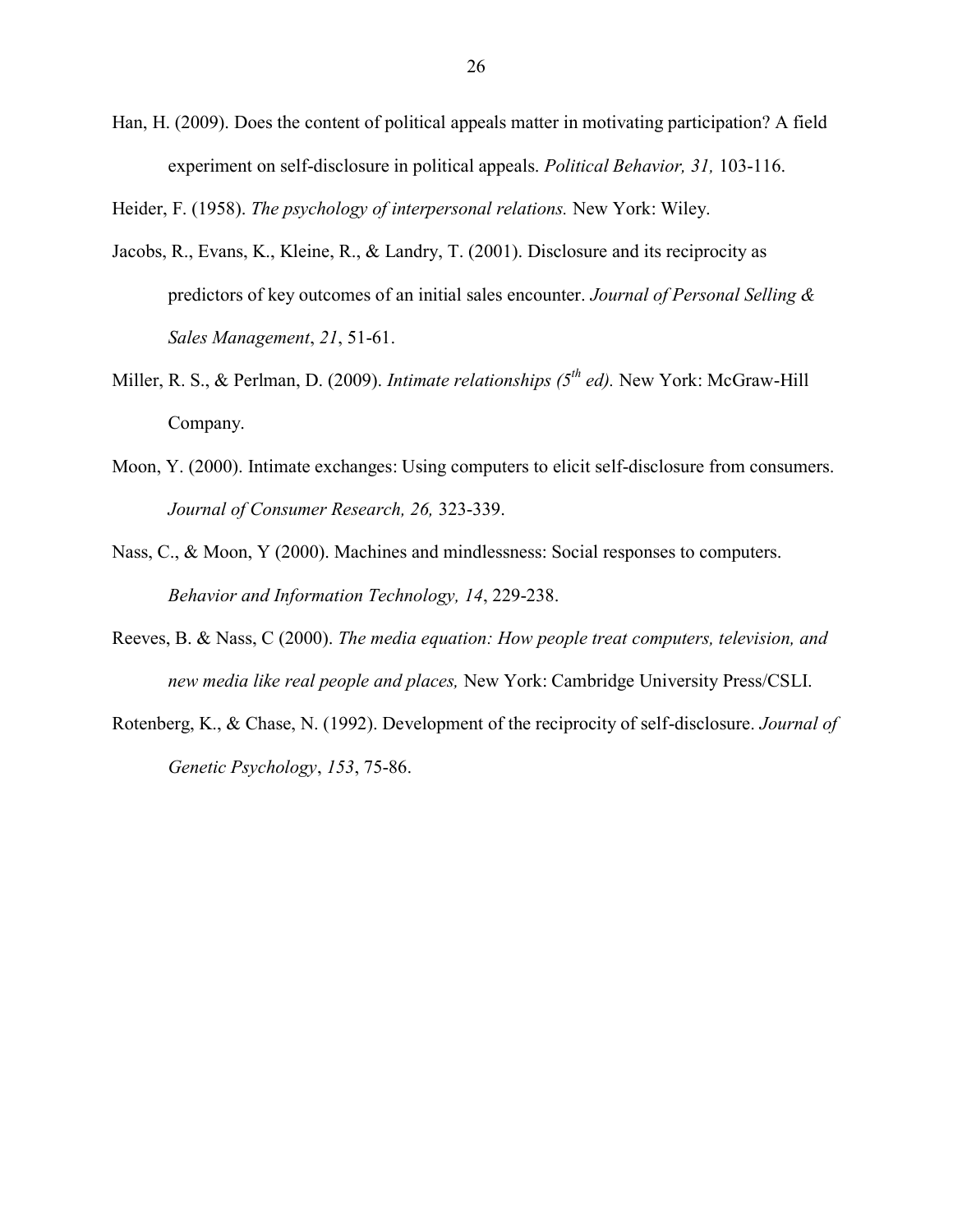Han, H. (2009). Does the content of political appeals matter in motivating participation? A field experiment on self-disclosure in political appeals. *Political Behavior, 31,* 103-116.

Heider, F. (1958). *The psychology of interpersonal relations.* New York: Wiley.

Jacobs, R., Evans, K., Kleine, R., & Landry, T. (2001). Disclosure and its reciprocity as predictors of key outcomes of an initial sales encounter. *Journal of Personal Selling & Sales Management*, *21*, 51-61.

Miller, R. S., & Perlman, D. (2009). *Intimate relationships (5th ed).* New York: McGraw-Hill Company.

Moon, Y. (2000). Intimate exchanges: Using computers to elicit self-disclosure from consumers. *Journal of Consumer Research, 26,* 323-339.

Nass, C., & Moon, Y (2000). Machines and mindlessness: Social responses to computers. *Behavior and Information Technology, 14*, 229-238.

Reeves, B. & Nass, C (2000). *The media equation: How people treat computers, television, and new media like real people and places,* New York: Cambridge University Press/CSLI.

Rotenberg, K., & Chase, N. (1992). Development of the reciprocity of self-disclosure. *Journal of Genetic Psychology*, *153*, 75-86.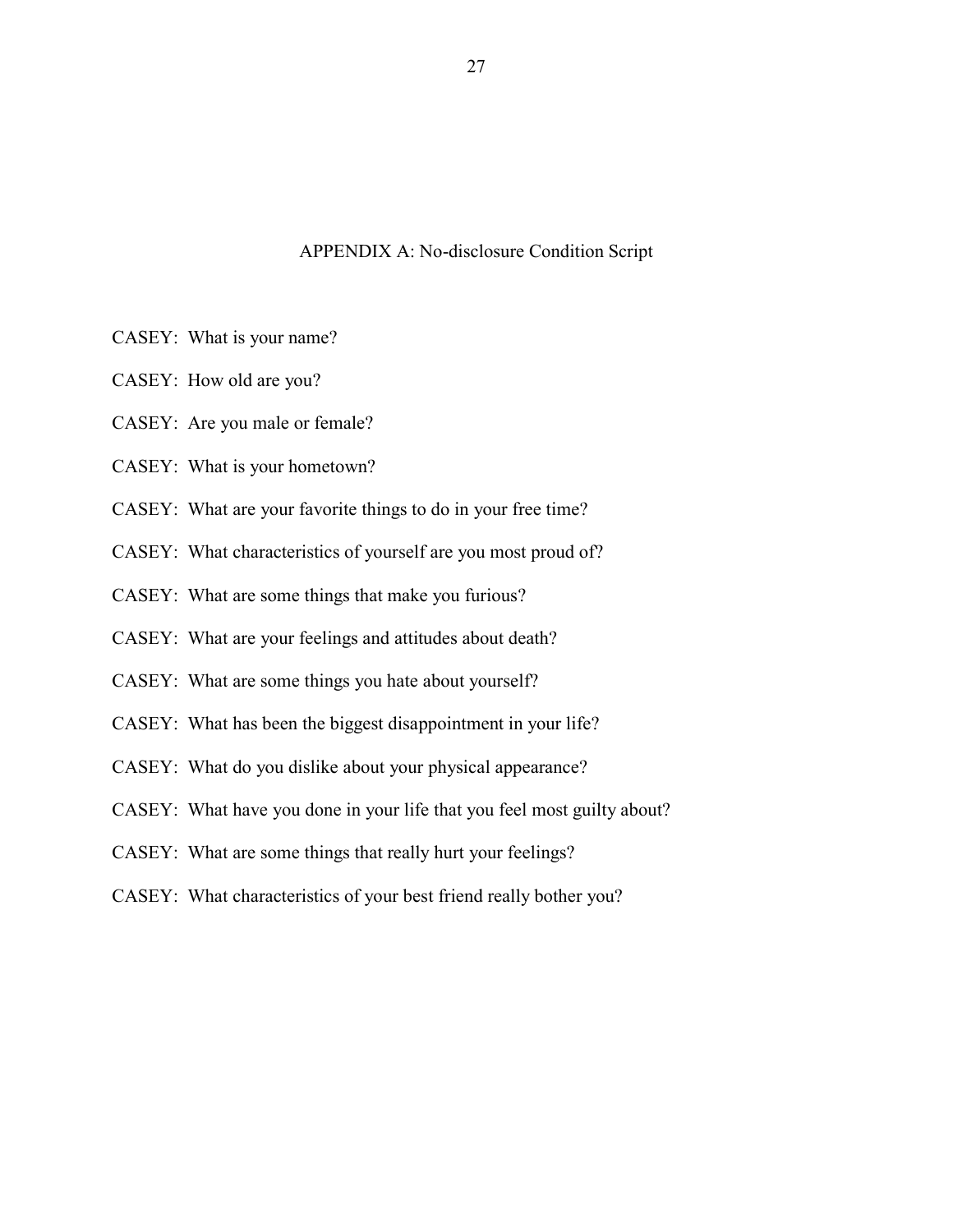## APPENDIX A: No-disclosure Condition Script

CASEY: What is your name?

CASEY: How old are you?

CASEY: Are you male or female?

CASEY: What is your hometown?

CASEY: What are your favorite things to do in your free time?

CASEY: What characteristics of yourself are you most proud of?

CASEY: What are some things that make you furious?

CASEY: What are your feelings and attitudes about death?

CASEY: What are some things you hate about yourself?

CASEY: What has been the biggest disappointment in your life?

CASEY: What do you dislike about your physical appearance?

CASEY: What have you done in your life that you feel most guilty about?

CASEY: What are some things that really hurt your feelings?

CASEY: What characteristics of your best friend really bother you?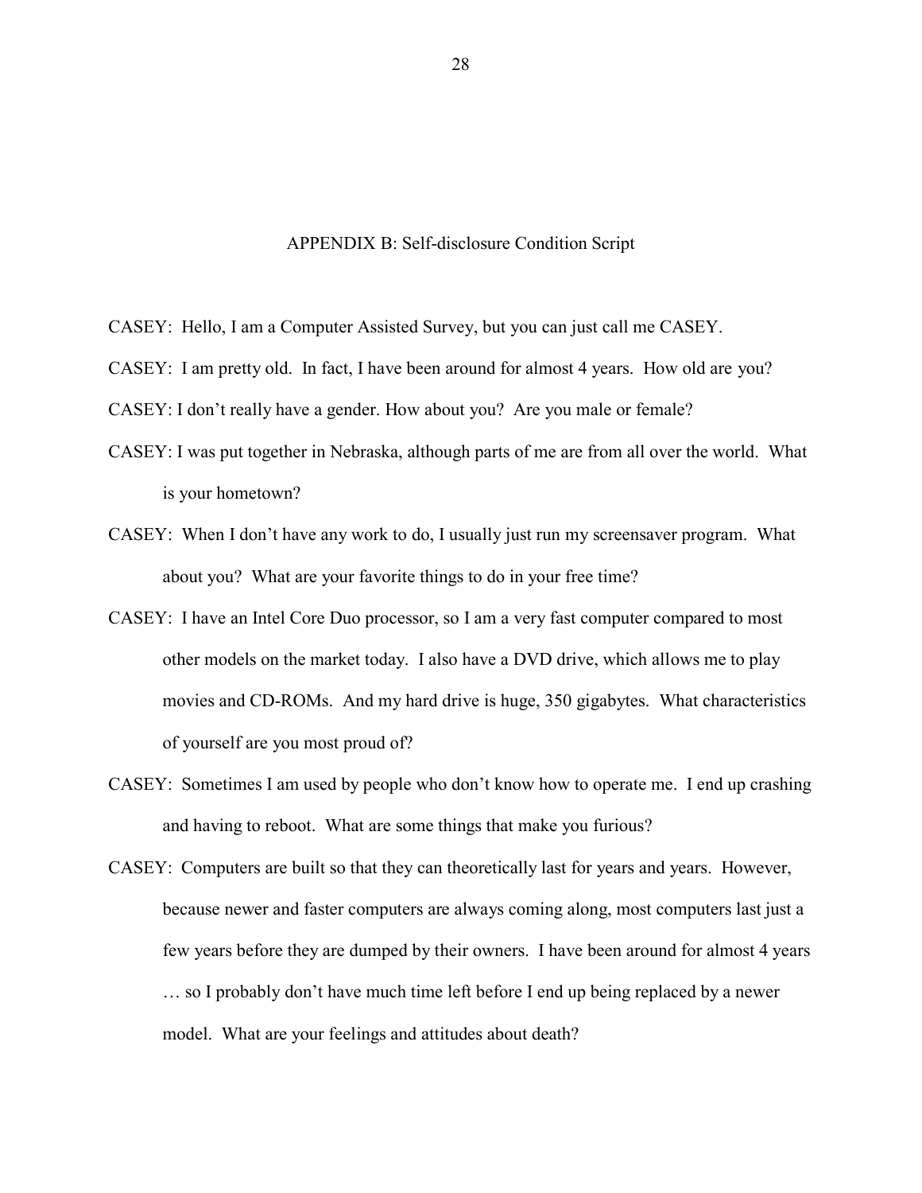## APPENDIX B: Self-disclosure Condition Script

CASEY: Hello, I am a Computer Assisted Survey, but you can just call me CASEY.

CASEY: I am pretty old. In fact, I have been around for almost 4 years. How old are you?

CASEY: I don't really have a gender. How about you? Are you male or female?

CASEY: I was put together in Nebraska, although parts of me are from all over the world. What is your hometown?

CASEY: When I don't have any work to do, I usually just run my screensaver program. What about you? What are your favorite things to do in your free time?

CASEY: I have an Intel Core Duo processor, so I am a very fast computer compared to most other models on the market today. I also have a DVD drive, which allows me to play movies and CD-ROMs. And my hard drive is huge, 350 gigabytes. What characteristics of yourself are you most proud of?

CASEY: Sometimes I am used by people who don't know how to operate me. I end up crashing and having to reboot. What are some things that make you furious?

CASEY: Computers are built so that they can theoretically last for years and years. However, because newer and faster computers are always coming along, most computers last just a few years before they are dumped by their owners. I have been around for almost 4 years … so I probably don't have much time left before I end up being replaced by a newer model. What are your feelings and attitudes about death?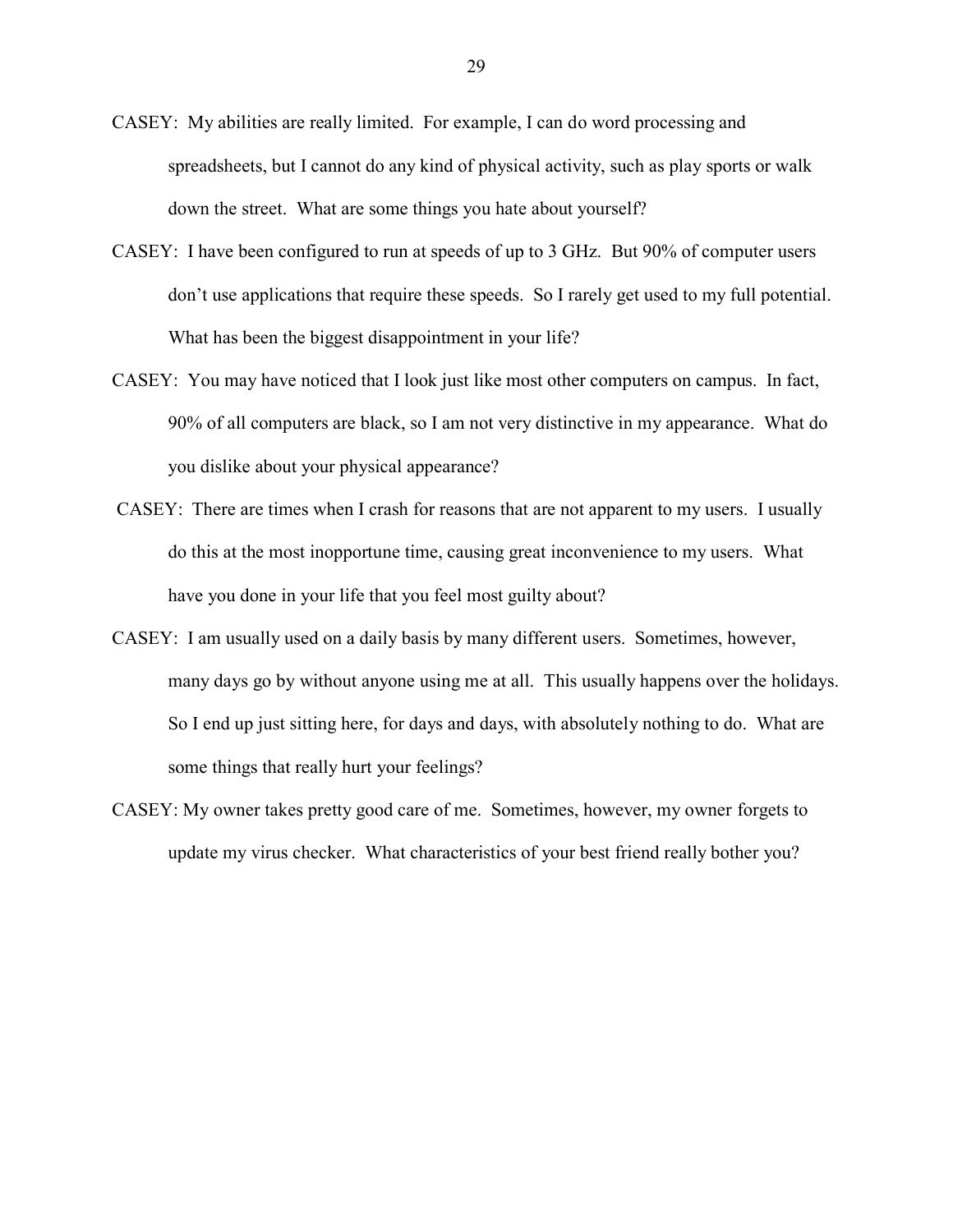CASEY: My abilities are really limited. For example, I can do word processing and spreadsheets, but I cannot do any kind of physical activity, such as play sports or walk down the street. What are some things you hate about yourself?

CASEY: I have been configured to run at speeds of up to 3 GHz. But 90% of computer users don't use applications that require these speeds. So I rarely get used to my full potential. What has been the biggest disappointment in your life?

CASEY: You may have noticed that I look just like most other computers on campus. In fact, 90% of all computers are black, so I am not very distinctive in my appearance. What do you dislike about your physical appearance?

CASEY: There are times when I crash for reasons that are not apparent to my users. I usually do this at the most inopportune time, causing great inconvenience to my users. What have you done in your life that you feel most guilty about?

CASEY: I am usually used on a daily basis by many different users. Sometimes, however, many days go by without anyone using me at all. This usually happens over the holidays. So I end up just sitting here, for days and days, with absolutely nothing to do. What are some things that really hurt your feelings?

CASEY: My owner takes pretty good care of me. Sometimes, however, my owner forgets to update my virus checker. What characteristics of your best friend really bother you?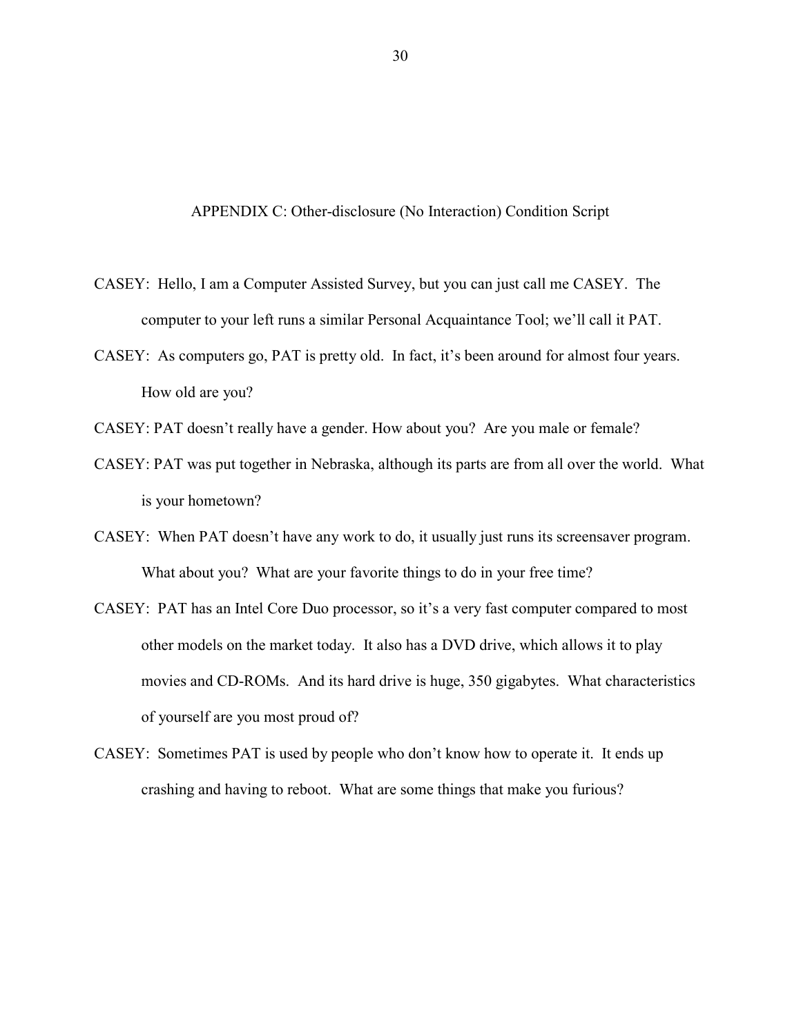## APPENDIX C: Other-disclosure (No Interaction) Condition Script

CASEY: Hello, I am a Computer Assisted Survey, but you can just call me CASEY. The computer to your left runs a similar Personal Acquaintance Tool; we'll call it PAT.

CASEY: As computers go, PAT is pretty old. In fact, it's been around for almost four years. How old are you?

CASEY: PAT doesn't really have a gender. How about you? Are you male or female?

CASEY: PAT was put together in Nebraska, although its parts are from all over the world. What is your hometown?

CASEY: When PAT doesn't have any work to do, it usually just runs its screensaver program. What about you? What are your favorite things to do in your free time?

CASEY: PAT has an Intel Core Duo processor, so it's a very fast computer compared to most other models on the market today. It also has a DVD drive, which allows it to play movies and CD-ROMs. And its hard drive is huge, 350 gigabytes. What characteristics of yourself are you most proud of?

CASEY: Sometimes PAT is used by people who don't know how to operate it. It ends up crashing and having to reboot. What are some things that make you furious?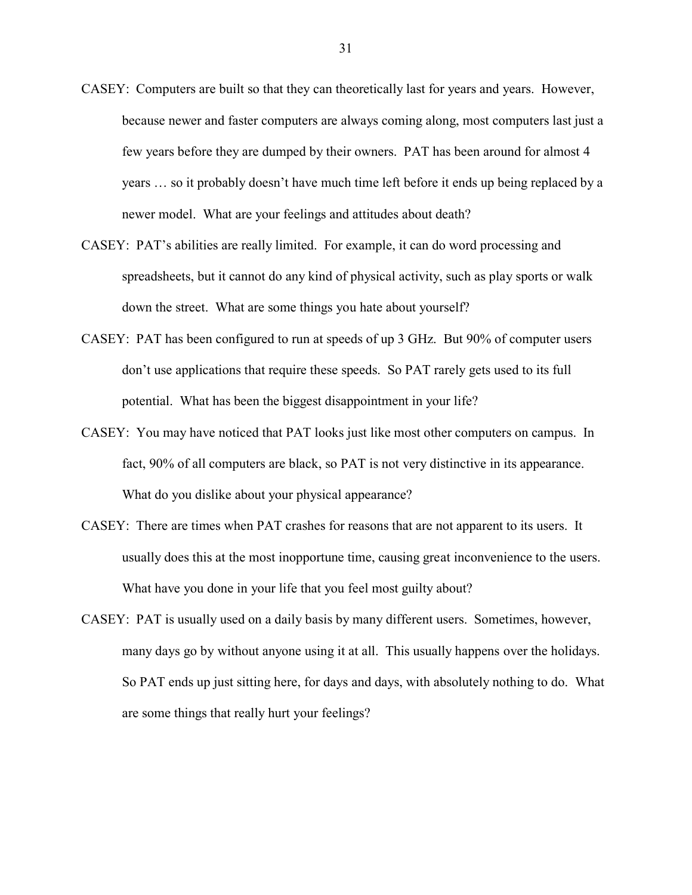CASEY: Computers are built so that they can theoretically last for years and years. However, because newer and faster computers are always coming along, most computers last just a few years before they are dumped by their owners. PAT has been around for almost 4 years … so it probably doesn't have much time left before it ends up being replaced by a newer model. What are your feelings and attitudes about death?

CASEY: PAT's abilities are really limited. For example, it can do word processing and spreadsheets, but it cannot do any kind of physical activity, such as play sports or walk down the street. What are some things you hate about yourself?

CASEY: PAT has been configured to run at speeds of up 3 GHz. But 90% of computer users don't use applications that require these speeds. So PAT rarely gets used to its full potential. What has been the biggest disappointment in your life?

CASEY: You may have noticed that PAT looks just like most other computers on campus. In fact, 90% of all computers are black, so PAT is not very distinctive in its appearance. What do you dislike about your physical appearance?

CASEY: There are times when PAT crashes for reasons that are not apparent to its users. It usually does this at the most inopportune time, causing great inconvenience to the users. What have you done in your life that you feel most guilty about?

CASEY: PAT is usually used on a daily basis by many different users. Sometimes, however, many days go by without anyone using it at all. This usually happens over the holidays. So PAT ends up just sitting here, for days and days, with absolutely nothing to do. What are some things that really hurt your feelings?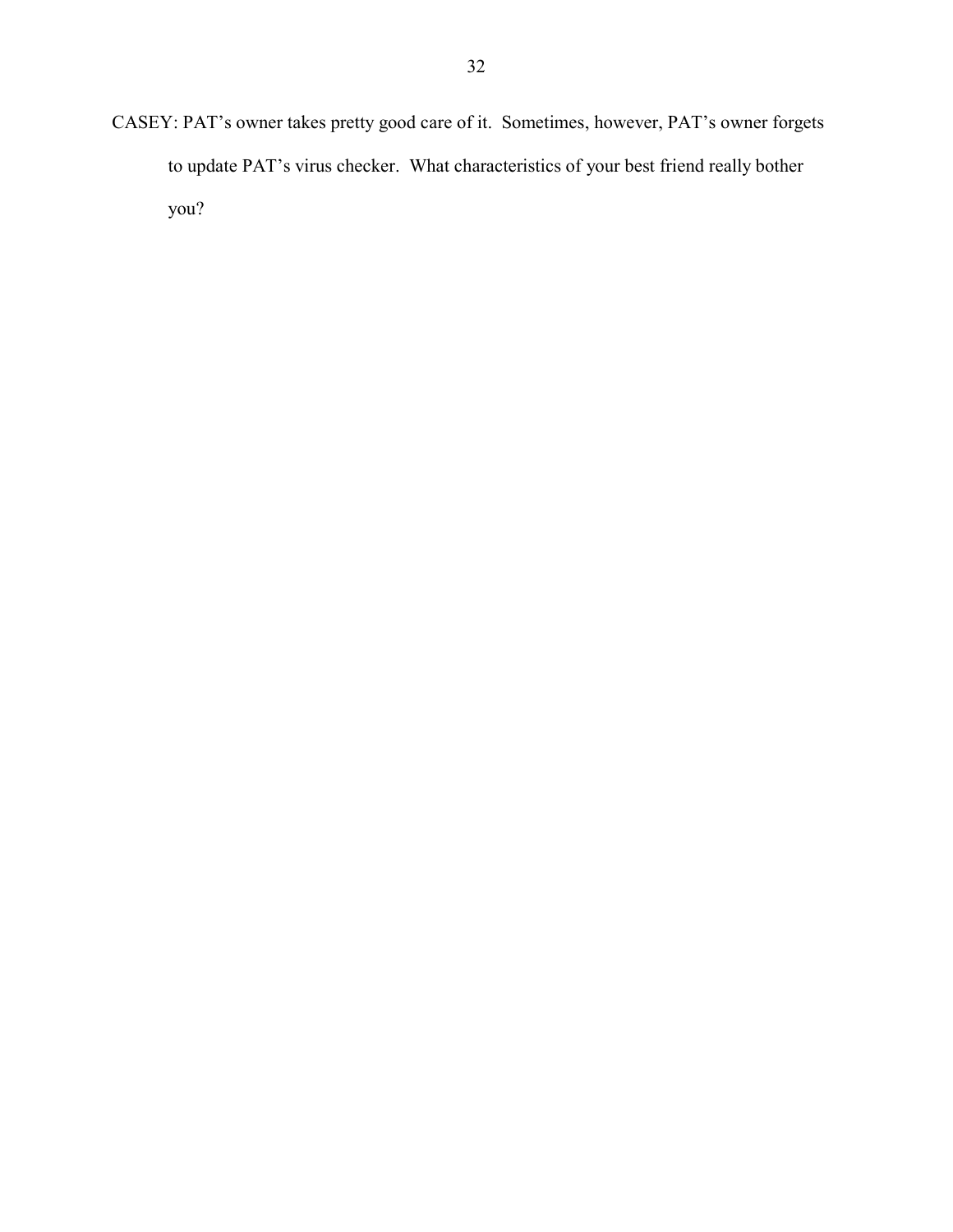CASEY: PAT's owner takes pretty good care of it. Sometimes, however, PAT's owner forgets to update PAT's virus checker. What characteristics of your best friend really bother you?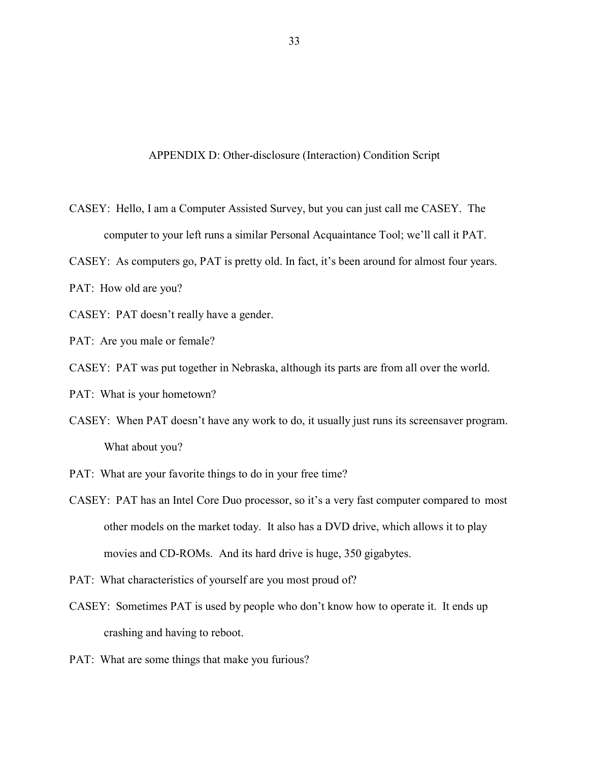# APPENDIX D: Other-disclosure (Interaction) Condition Script

CASEY: Hello, I am a Computer Assisted Survey, but you can just call me CASEY. The computer to your left runs a similar Personal Acquaintance Tool; we'll call it PAT.

CASEY: As computers go, PAT is pretty old. In fact, it's been around for almost four years.

PAT: How old are you?

CASEY: PAT doesn't really have a gender.

PAT: Are you male or female?

CASEY: PAT was put together in Nebraska, although its parts are from all over the world.

PAT: What is your hometown?

CASEY: When PAT doesn't have any work to do, it usually just runs its screensaver program. What about you?

PAT: What are your favorite things to do in your free time?

CASEY: PAT has an Intel Core Duo processor, so it's a very fast computer compared to most other models on the market today. It also has a DVD drive, which allows it to play movies and CD-ROMs. And its hard drive is huge, 350 gigabytes.

PAT: What characteristics of yourself are you most proud of?

CASEY: Sometimes PAT is used by people who don't know how to operate it. It ends up crashing and having to reboot.

PAT: What are some things that make you furious?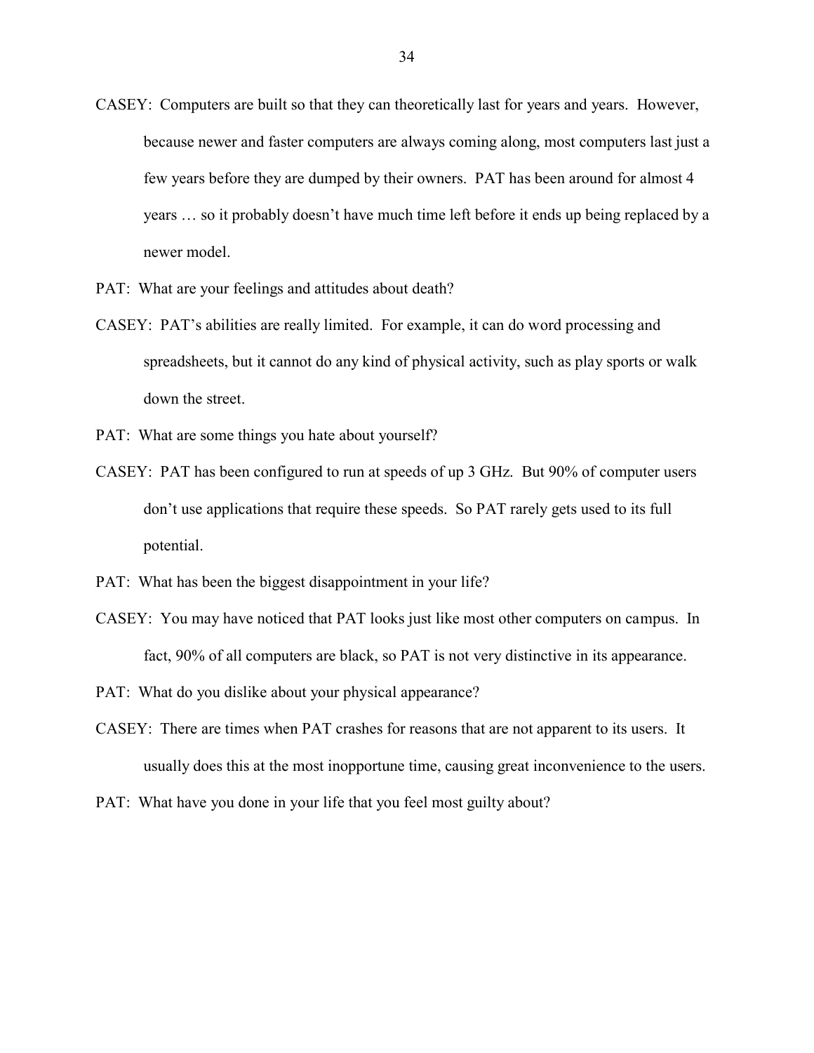CASEY: Computers are built so that they can theoretically last for years and years. However, because newer and faster computers are always coming along, most computers last just a few years before they are dumped by their owners. PAT has been around for almost 4 years … so it probably doesn't have much time left before it ends up being replaced by a newer model.

PAT: What are your feelings and attitudes about death?

CASEY: PAT's abilities are really limited. For example, it can do word processing and spreadsheets, but it cannot do any kind of physical activity, such as play sports or walk down the street.

PAT: What are some things you hate about yourself?

CASEY: PAT has been configured to run at speeds of up 3 GHz. But 90% of computer users don't use applications that require these speeds. So PAT rarely gets used to its full potential.

PAT: What has been the biggest disappointment in your life?

CASEY: You may have noticed that PAT looks just like most other computers on campus. In fact, 90% of all computers are black, so PAT is not very distinctive in its appearance.

PAT: What do you dislike about your physical appearance?

CASEY: There are times when PAT crashes for reasons that are not apparent to its users. It usually does this at the most inopportune time, causing great inconvenience to the users.

PAT: What have you done in your life that you feel most guilty about?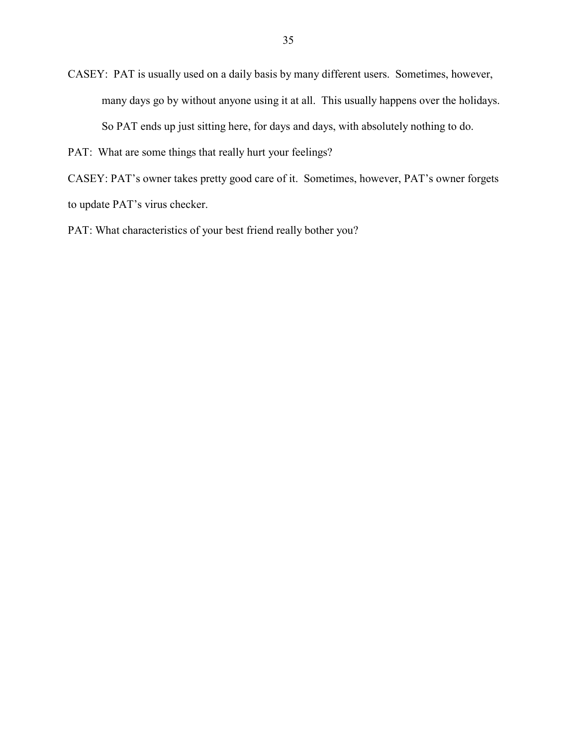CASEY: PAT is usually used on a daily basis by many different users. Sometimes, however, many days go by without anyone using it at all. This usually happens over the holidays. So PAT ends up just sitting here, for days and days, with absolutely nothing to do.

PAT: What are some things that really hurt your feelings?

CASEY: PAT's owner takes pretty good care of it. Sometimes, however, PAT's owner forgets to update PAT's virus checker.

PAT: What characteristics of your best friend really bother you?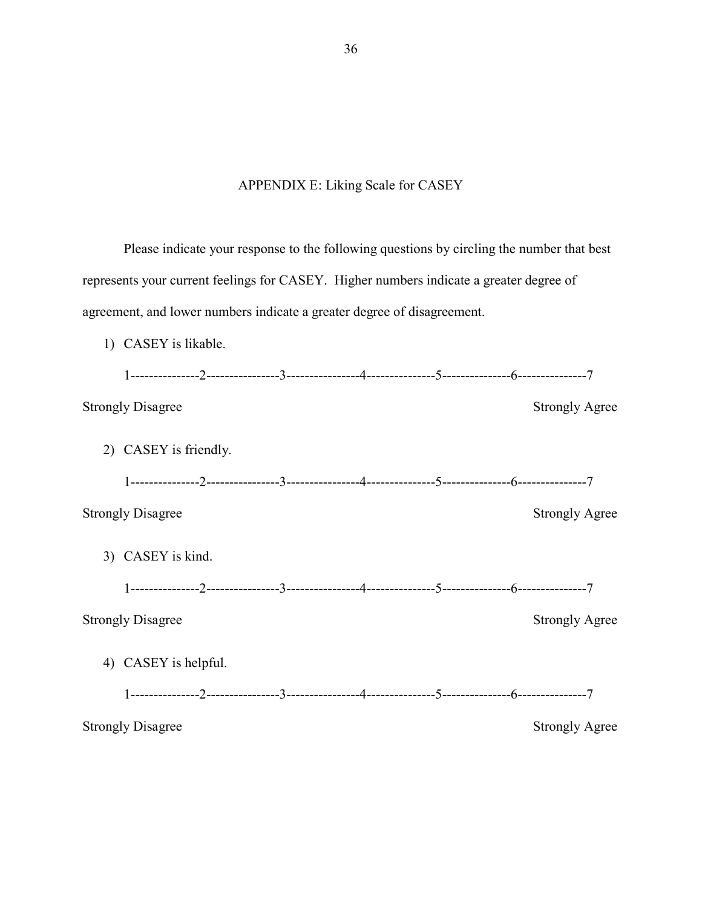## APPENDIX E: Liking Scale for CASEY

Please indicate your response to the following questions by circling the number that best represents your current feelings for CASEY. Higher numbers indicate a greater degree of agreement, and lower numbers indicate a greater degree of disagreement.

1) CASEY is likable.

1---------------2----------------3----------------4---------------5---------------6---------------7

Strongly Disagree Strongly Agree

2) CASEY is friendly.

1---------------2----------------3----------------4---------------5---------------6---------------7

Strongly Disagree Strongly Agree

3) CASEY is kind.

1---------------2----------------3----------------4---------------5---------------6---------------7

Strongly Disagree Strongly Agree

4) CASEY is helpful.

1---------------2----------------3----------------4---------------5---------------6---------------7

Strongly Disagree Strongly Agree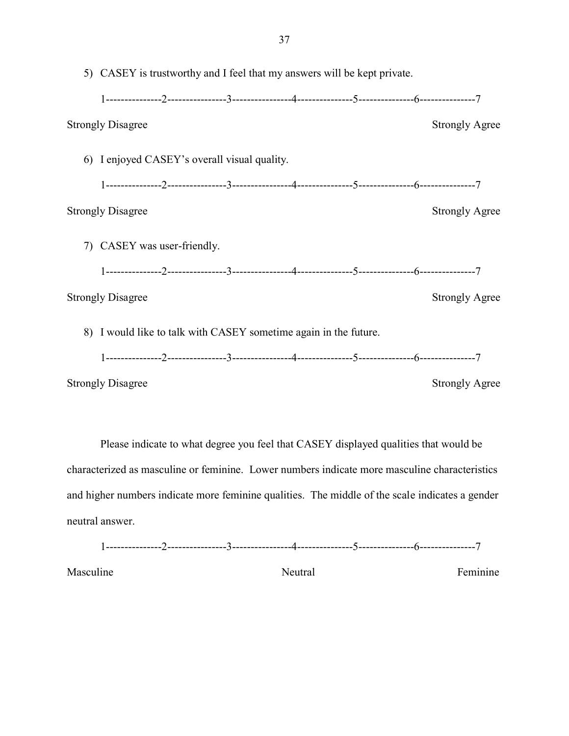5) CASEY is trustworthy and I feel that my answers will be kept private.

1---------------2----------------3----------------4---------------5---------------6---------------7

Strongly Disagree Strongly Agree

6) I enjoyed CASEY's overall visual quality.

1---------------2----------------3----------------4---------------5---------------6---------------7

Strongly Disagree Strongly Agree

7) CASEY was user-friendly.

1---------------2----------------3----------------4---------------5---------------6---------------7

Strongly Disagree Strongly Agree

8) I would like to talk with CASEY sometime again in the future.

1---------------2----------------3----------------4---------------5---------------6---------------7

Strongly Disagree Strongly Agree

Please indicate to what degree you feel that CASEY displayed qualities that would be characterized as masculine or feminine. Lower numbers indicate more masculine characteristics and higher numbers indicate more feminine qualities. The middle of the scale indicates a gender neutral answer.

1---------------2----------------3----------------4---------------5---------------6---------------7

Masculine Neutral Feminine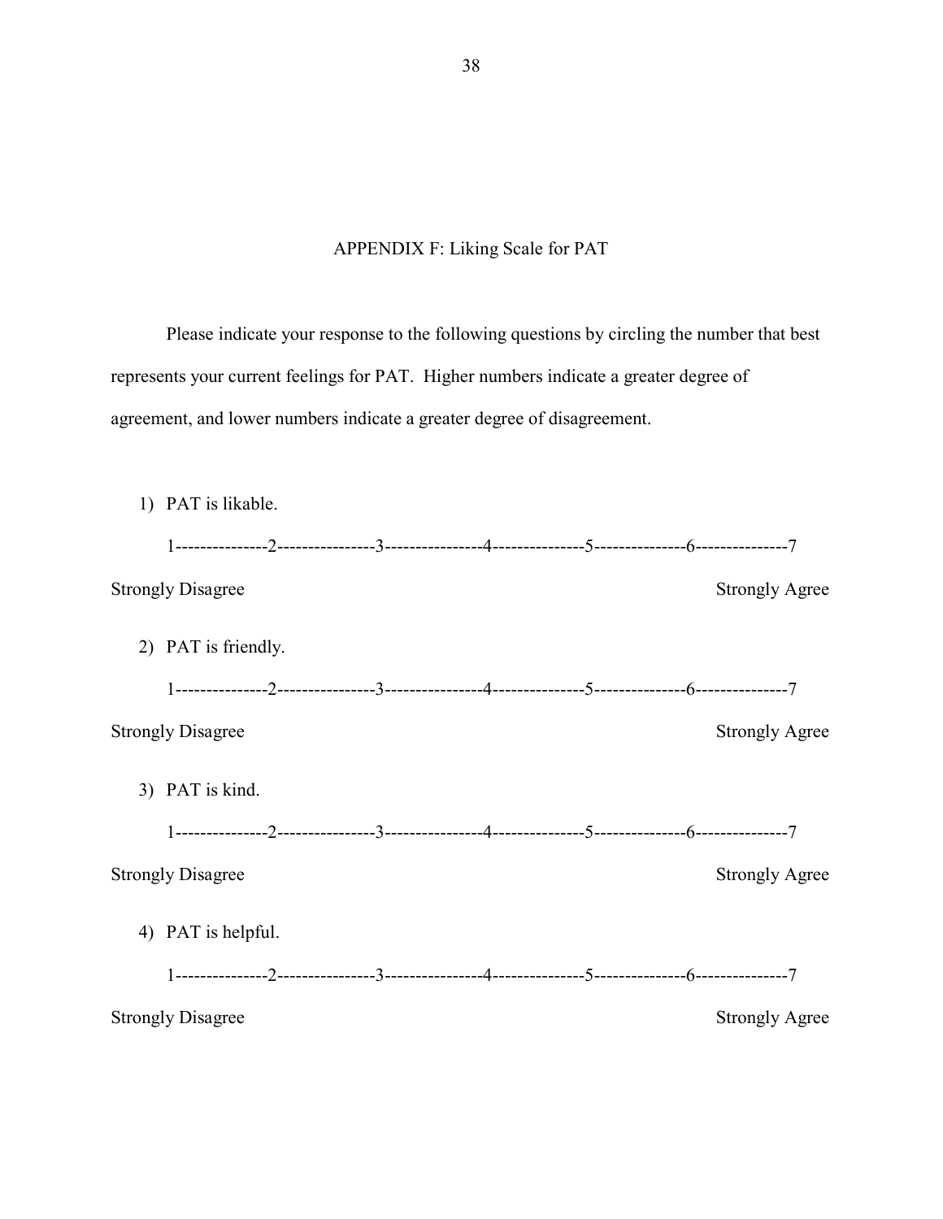## APPENDIX F: Liking Scale for PAT

Please indicate your response to the following questions by circling the number that best represents your current feelings for PAT. Higher numbers indicate a greater degree of agreement, and lower numbers indicate a greater degree of disagreement.

1) PAT is likable.

1---------------2----------------3----------------4---------------5---------------6---------------7

Strongly Disagree                                                                                                    Strongly Agree

2) PAT is friendly.

1---------------2----------------3----------------4---------------5---------------6---------------7

Strongly Disagree                                                                                                    Strongly Agree

3) PAT is kind.

1---------------2----------------3----------------4---------------5---------------6---------------7

Strongly Disagree                                                                                                    Strongly Agree

4) PAT is helpful.

1---------------2----------------3----------------4---------------5---------------6---------------7

Strongly Disagree                                                                                                    Strongly Agree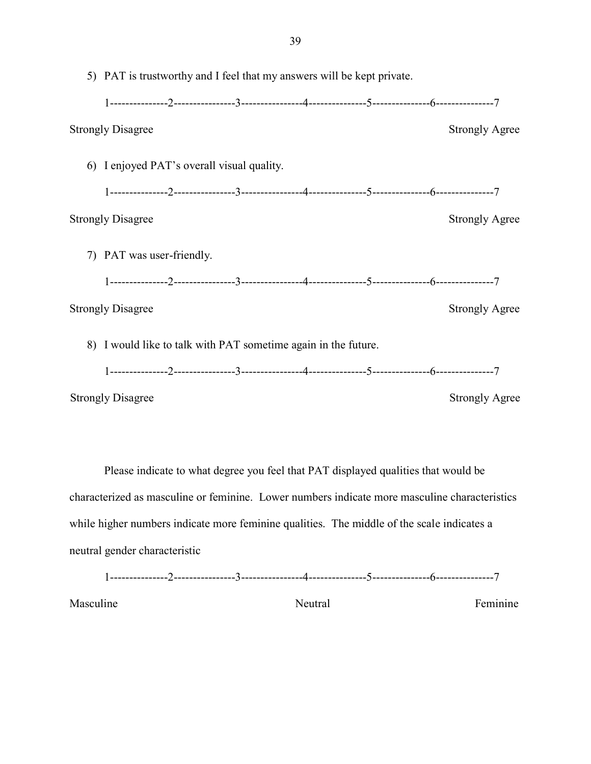5) PAT is trustworthy and I feel that my answers will be kept private.

1---------------2----------------3----------------4---------------5---------------6---------------7

Strongly Disagree Strongly Agree

6) I enjoyed PAT's overall visual quality.

1---------------2----------------3----------------4---------------5---------------6---------------7

Strongly Disagree Strongly Agree

7) PAT was user-friendly.

1---------------2----------------3----------------4---------------5---------------6---------------7

Strongly Disagree Strongly Agree

8) I would like to talk with PAT sometime again in the future.

1---------------2----------------3----------------4---------------5---------------6---------------7

Strongly Disagree Strongly Agree

Please indicate to what degree you feel that PAT displayed qualities that would be characterized as masculine or feminine. Lower numbers indicate more masculine characteristics while higher numbers indicate more feminine qualities. The middle of the scale indicates a neutral gender characteristic

1---------------2----------------3----------------4---------------5---------------6---------------7

Masculine Neutral Feminine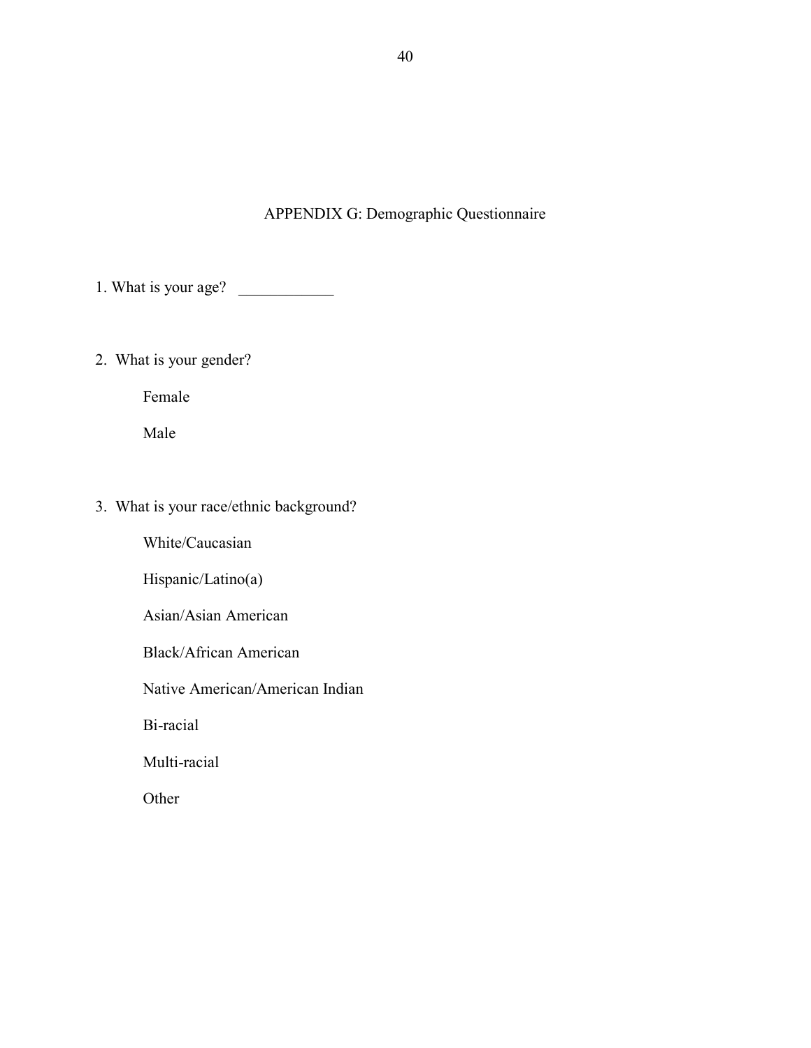# APPENDIX G: Demographic Questionnaire

1. What is your age? ____________

2. What is your gender?

    Female

    Male

3. What is your race/ethnic background?

    White/Caucasian

    Hispanic/Latino(a)

    Asian/Asian American

    Black/African American

    Native American/American Indian

    Bi-racial

    Multi-racial

    Other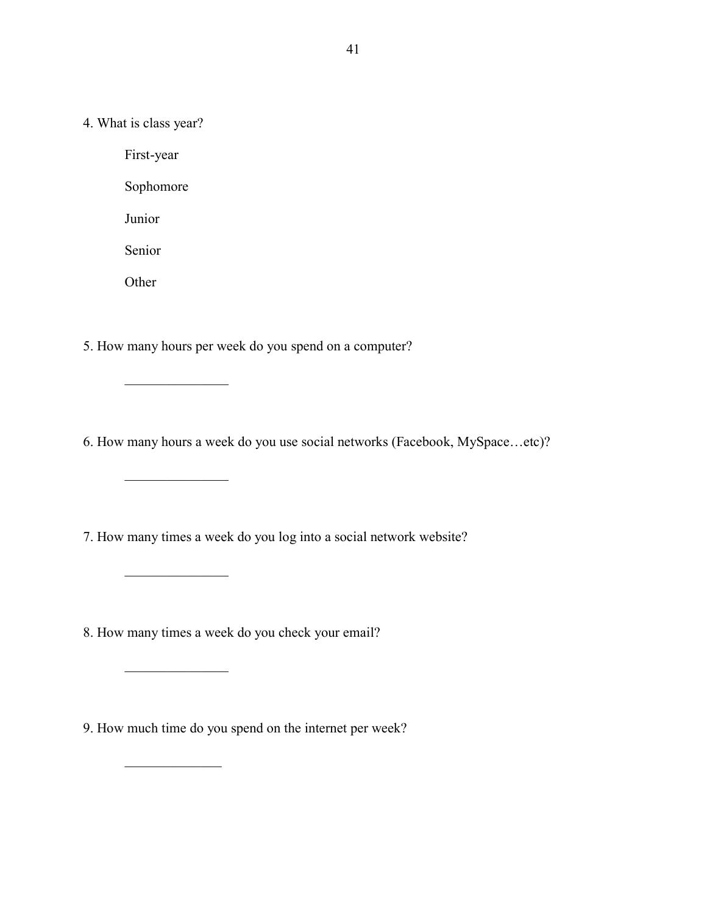4. What is class year?

    First-year

    Sophomore

    Junior

    Senior

    Other

5. How many hours per week do you spend on a computer?

    _______________

6. How many hours a week do you use social networks (Facebook, MySpace…etc)?

    _______________

7. How many times a week do you log into a social network website?

    _______________

8. How many times a week do you check your email?

    _______________

9. How much time do you spend on the internet per week?

    ______________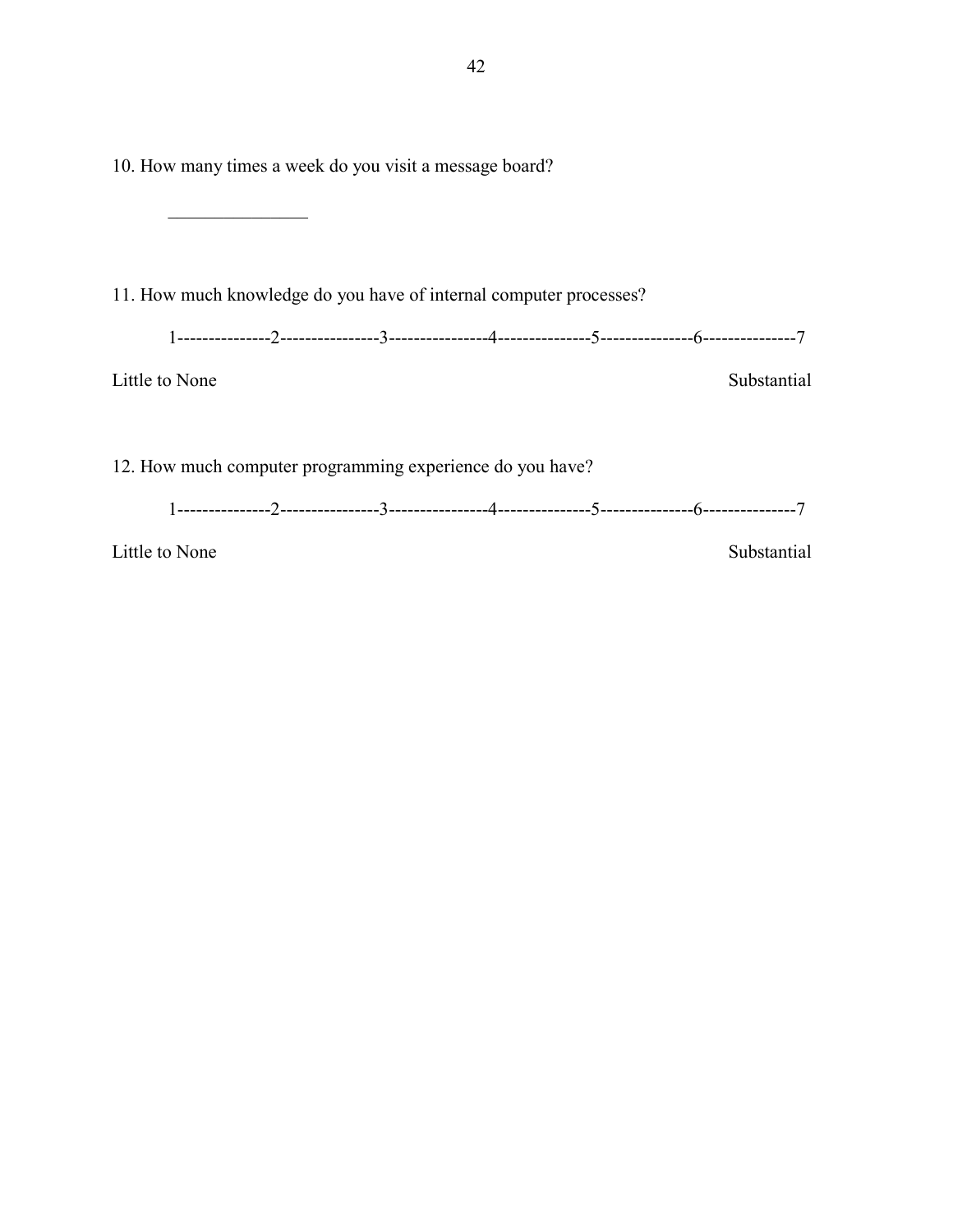10. How many times a week do you visit a message board?

_______________

11. How much knowledge do you have of internal computer processes?

1--------------2---------------3---------------4--------------5--------------6--------------7

Little to None Substantial

12. How much computer programming experience do you have?

1--------------2---------------3---------------4--------------5--------------6--------------7

Little to None Substantial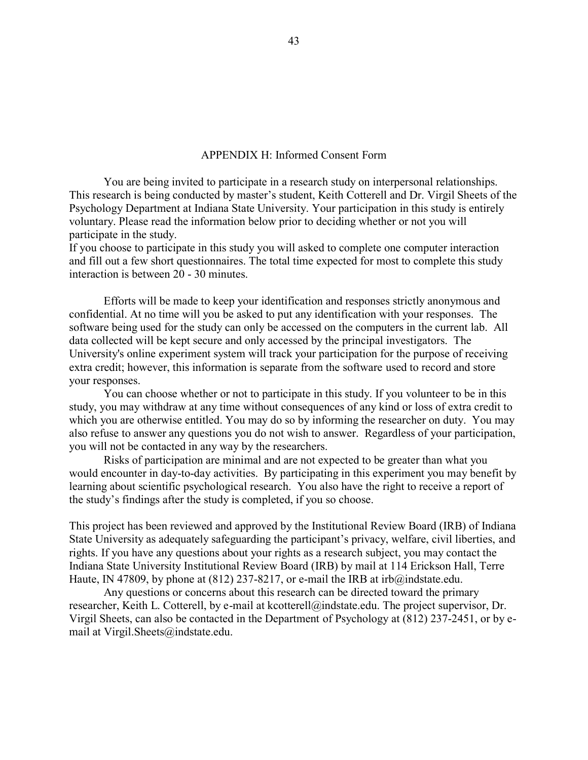## APPENDIX H: Informed Consent Form

You are being invited to participate in a research study on interpersonal relationships. This research is being conducted by master's student, Keith Cotterell and Dr. Virgil Sheets of the Psychology Department at Indiana State University. Your participation in this study is entirely voluntary. Please read the information below prior to deciding whether or not you will participate in the study.

If you choose to participate in this study you will asked to complete one computer interaction and fill out a few short questionnaires. The total time expected for most to complete this study interaction is between 20 - 30 minutes.

Efforts will be made to keep your identification and responses strictly anonymous and confidential. At no time will you be asked to put any identification with your responses. The software being used for the study can only be accessed on the computers in the current lab. All data collected will be kept secure and only accessed by the principal investigators. The University's online experiment system will track your participation for the purpose of receiving extra credit; however, this information is separate from the software used to record and store your responses.

You can choose whether or not to participate in this study. If you volunteer to be in this study, you may withdraw at any time without consequences of any kind or loss of extra credit to which you are otherwise entitled. You may do so by informing the researcher on duty. You may also refuse to answer any questions you do not wish to answer. Regardless of your participation, you will not be contacted in any way by the researchers.

Risks of participation are minimal and are not expected to be greater than what you would encounter in day-to-day activities. By participating in this experiment you may benefit by learning about scientific psychological research. You also have the right to receive a report of the study's findings after the study is completed, if you so choose.

This project has been reviewed and approved by the Institutional Review Board (IRB) of Indiana State University as adequately safeguarding the participant's privacy, welfare, civil liberties, and rights. If you have any questions about your rights as a research subject, you may contact the Indiana State University Institutional Review Board (IRB) by mail at 114 Erickson Hall, Terre Haute, IN 47809, by phone at (812) 237-8217, or e-mail the IRB at irb@indstate.edu.

Any questions or concerns about this research can be directed toward the primary researcher, Keith L. Cotterell, by e-mail at kcotterell@indstate.edu. The project supervisor, Dr. Virgil Sheets, can also be contacted in the Department of Psychology at (812) 237-2451, or by e-mail at Virgil.Sheets@indstate.edu.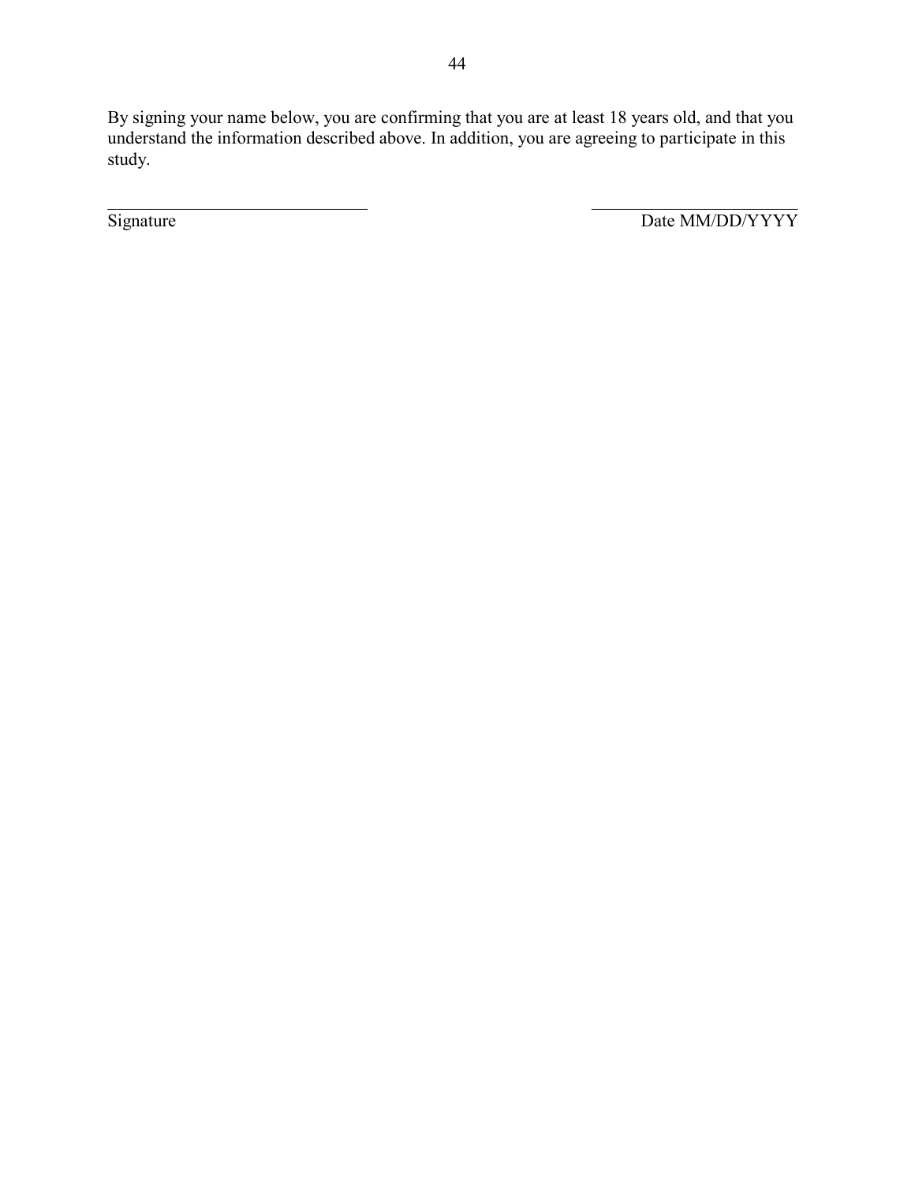By signing your name below, you are confirming that you are at least 18 years old, and that you understand the information described above. In addition, you are agreeing to participate in this study.

______________________________ ________________________

Signature Date MM/DD/YYYY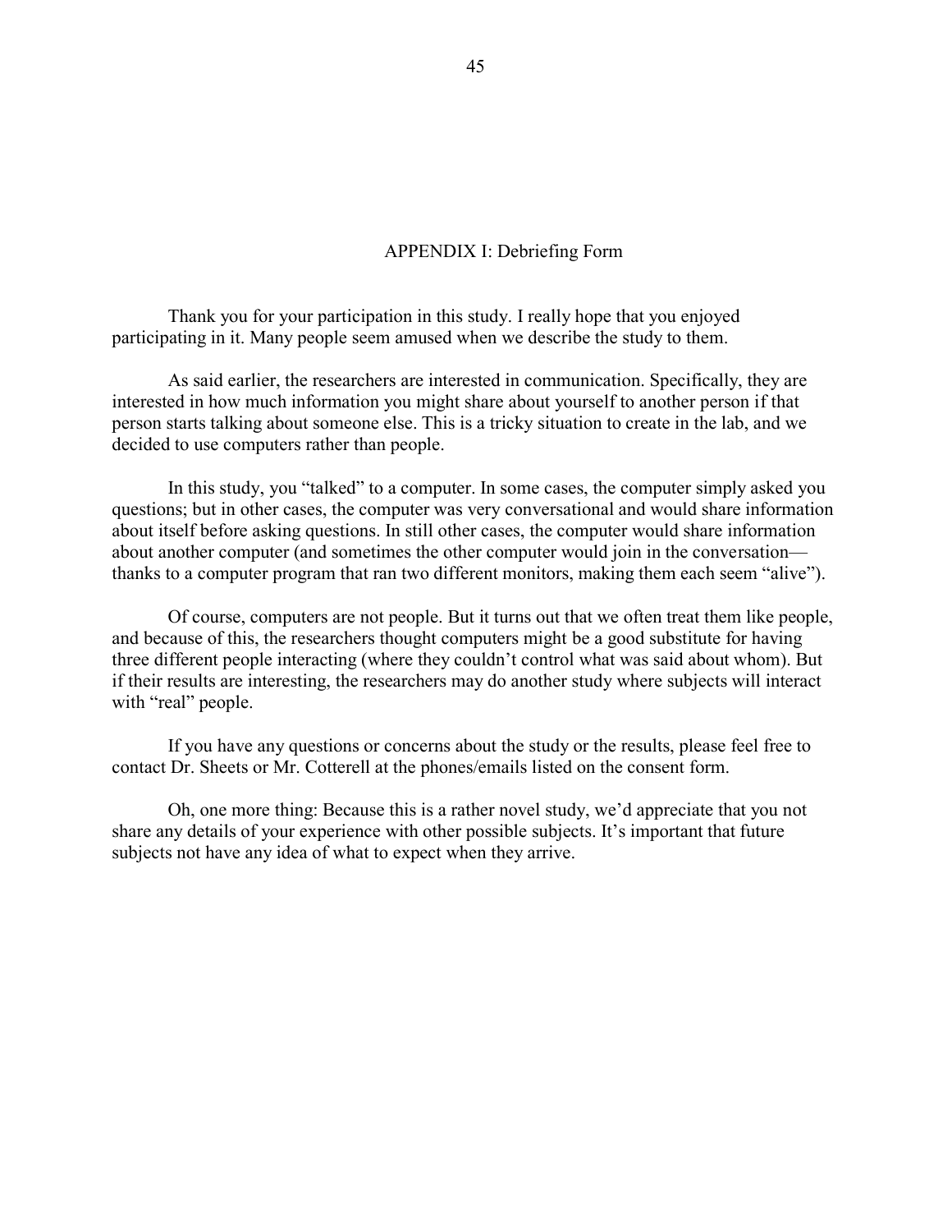## APPENDIX I: Debriefing Form

Thank you for your participation in this study. I really hope that you enjoyed participating in it. Many people seem amused when we describe the study to them.

As said earlier, the researchers are interested in communication. Specifically, they are interested in how much information you might share about yourself to another person if that person starts talking about someone else. This is a tricky situation to create in the lab, and we decided to use computers rather than people.

In this study, you "talked" to a computer. In some cases, the computer simply asked you questions; but in other cases, the computer was very conversational and would share information about itself before asking questions. In still other cases, the computer would share information about another computer (and sometimes the other computer would join in the conversation—thanks to a computer program that ran two different monitors, making them each seem "alive").

Of course, computers are not people. But it turns out that we often treat them like people, and because of this, the researchers thought computers might be a good substitute for having three different people interacting (where they couldn't control what was said about whom). But if their results are interesting, the researchers may do another study where subjects will interact with "real" people.

If you have any questions or concerns about the study or the results, please feel free to contact Dr. Sheets or Mr. Cotterell at the phones/emails listed on the consent form.

Oh, one more thing: Because this is a rather novel study, we'd appreciate that you not share any details of your experience with other possible subjects. It's important that future subjects not have any idea of what to expect when they arrive.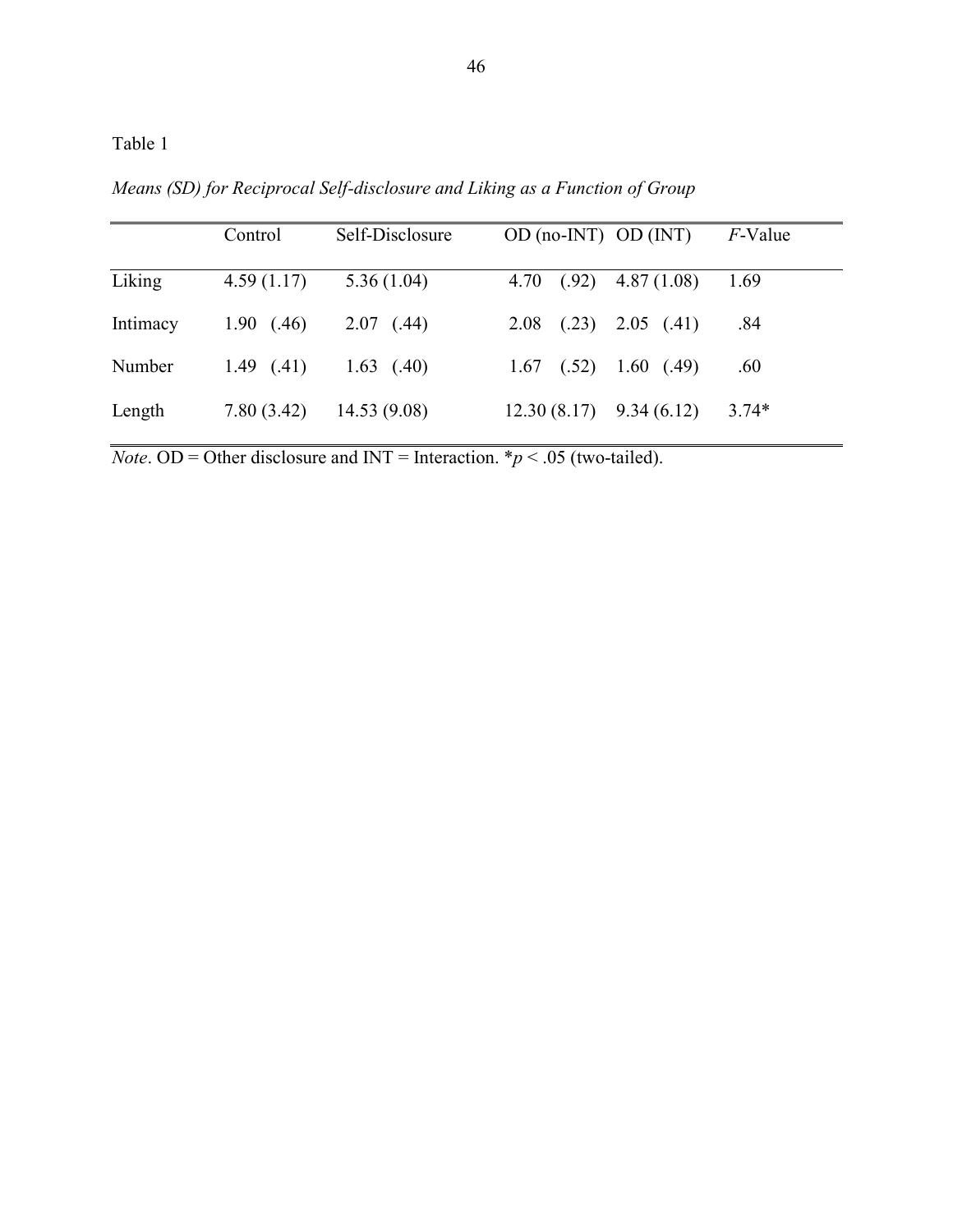Table 1

*Means (SD) for Reciprocal Self-disclosure and Liking as a Function of Group*

| | Control | Self-Disclosure | OD (no-INT) | OD (INT) | *F*-Value |
|---|---|---|---|---|---|
| Liking | 4.59 (1.17) | 5.36 (1.04) | 4.70 (.92) | 4.87 (1.08) | 1.69 |
| Intimacy | 1.90 (.46) | 2.07 (.44) | 2.08 (.23) | 2.05 (.41) | .84 |
| Number | 1.49 (.41) | 1.63 (.40) | 1.67 (.52) | 1.60 (.49) | .60 |
| Length | 7.80 (3.42) | 14.53 (9.08) | 12.30 (8.17) | 9.34 (6.12) | 3.74* |

*Note*. OD = Other disclosure and INT = Interaction. *$p < .05$ (two-tailed).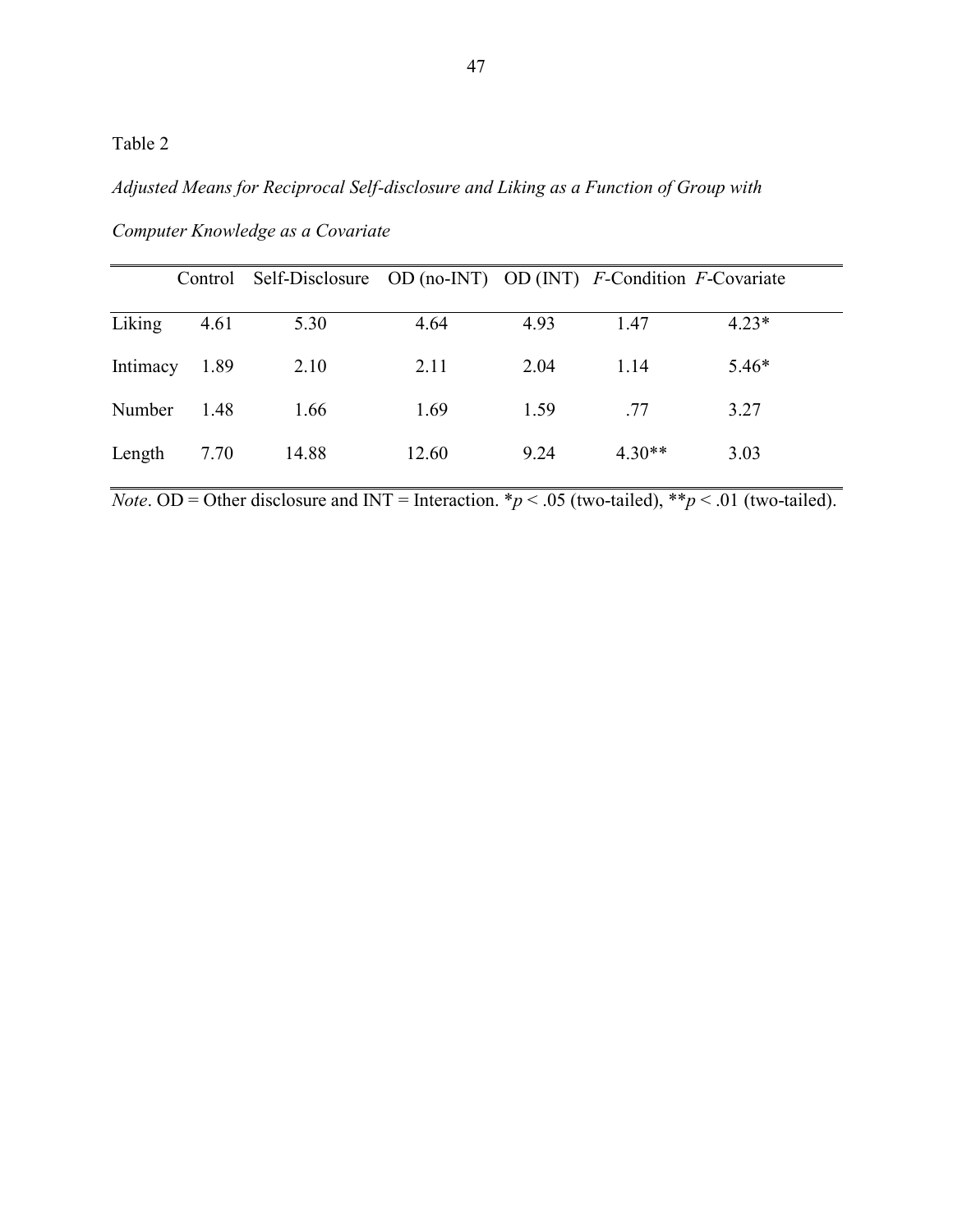Table 2

*Adjusted Means for Reciprocal Self-disclosure and Liking as a Function of Group with Computer Knowledge as a Covariate*

| | Control | Self-Disclosure | OD (no-INT) | OD (INT) | *F*-Condition | *F*-Covariate |
|---|---|---|---|---|---|---|
| Liking | 4.61 | 5.30 | 4.64 | 4.93 | 1.47 | 4.23* |
| Intimacy | 1.89 | 2.10 | 2.11 | 2.04 | 1.14 | 5.46* |
| Number | 1.48 | 1.66 | 1.69 | 1.59 | .77 | 3.27 |
| Length | 7.70 | 14.88 | 12.60 | 9.24 | 4.30** | 3.03 |

*Note*. OD = Other disclosure and INT = Interaction. \*$p < .05$ (two-tailed), \*\*$p < .01$ (two-tailed).